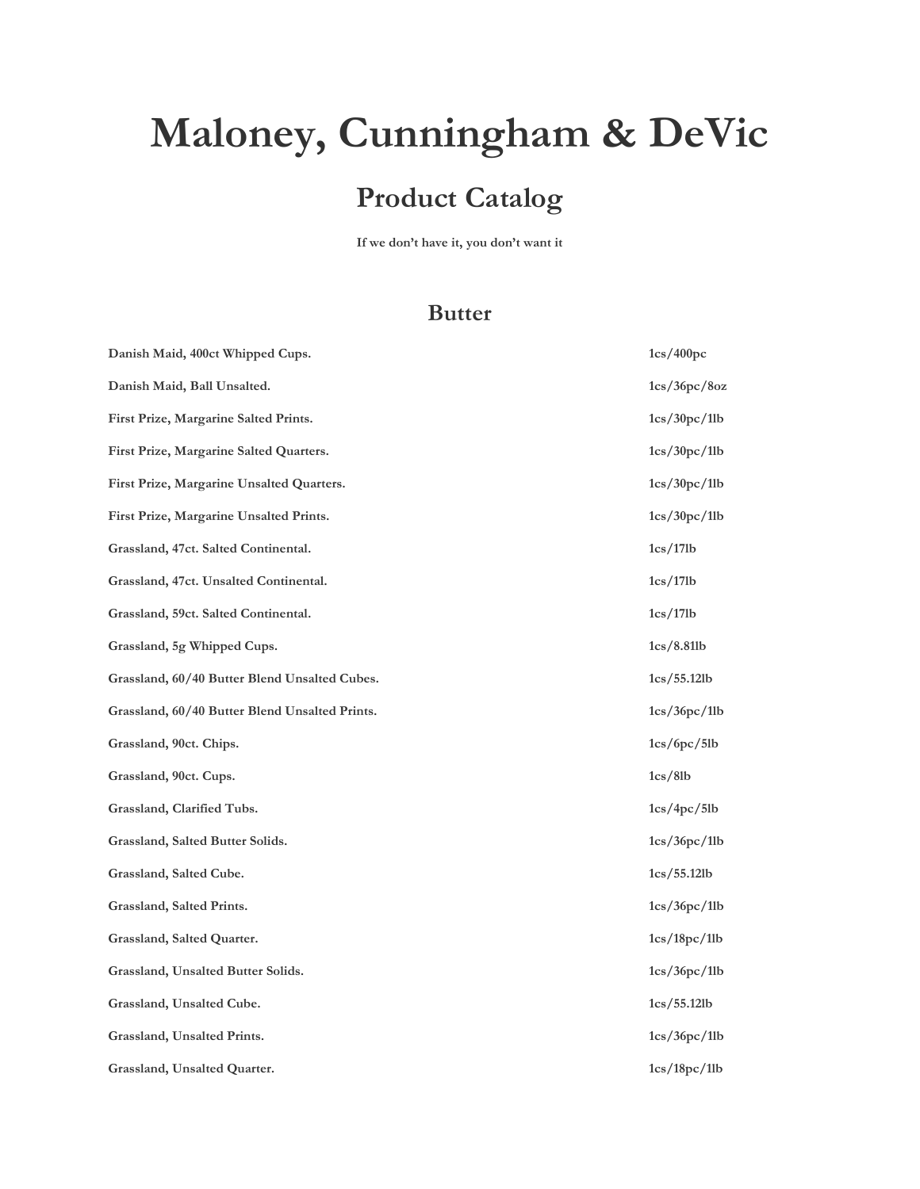# Maloney, Cunningham & DeVic

## Product Catalog

**If we don't have it, you don't want it**

## Butter

| | |
|---|---|
| **Danish Maid, 400ct Whipped Cups.** | **1cs/400pc** |
| **Danish Maid, Ball Unsalted.** | **1cs/36pc/8oz** |
| **First Prize, Margarine Salted Prints.** | **1cs/30pc/1lb** |
| **First Prize, Margarine Salted Quarters.** | **1cs/30pc/1lb** |
| **First Prize, Margarine Unsalted Quarters.** | **1cs/30pc/1lb** |
| **First Prize, Margarine Unsalted Prints.** | **1cs/30pc/1lb** |
| **Grassland, 47ct. Salted Continental.** | **1cs/17lb** |
| **Grassland, 47ct. Unsalted Continental.** | **1cs/17lb** |
| **Grassland, 59ct. Salted Continental.** | **1cs/17lb** |
| **Grassland, 5g Whipped Cups.** | **1cs/8.81lb** |
| **Grassland, 60/40 Butter Blend Unsalted Cubes.** | **1cs/55.12lb** |
| **Grassland, 60/40 Butter Blend Unsalted Prints.** | **1cs/36pc/1lb** |
| **Grassland, 90ct. Chips.** | **1cs/6pc/5lb** |
| **Grassland, 90ct. Cups.** | **1cs/8lb** |
| **Grassland, Clarified Tubs.** | **1cs/4pc/5lb** |
| **Grassland, Salted Butter Solids.** | **1cs/36pc/1lb** |
| **Grassland, Salted Cube.** | **1cs/55.12lb** |
| **Grassland, Salted Prints.** | **1cs/36pc/1lb** |
| **Grassland, Salted Quarter.** | **1cs/18pc/1lb** |
| **Grassland, Unsalted Butter Solids.** | **1cs/36pc/1lb** |
| **Grassland, Unsalted Cube.** | **1cs/55.12lb** |
| **Grassland, Unsalted Prints.** | **1cs/36pc/1lb** |
| **Grassland, Unsalted Quarter.** | **1cs/18pc/1lb** |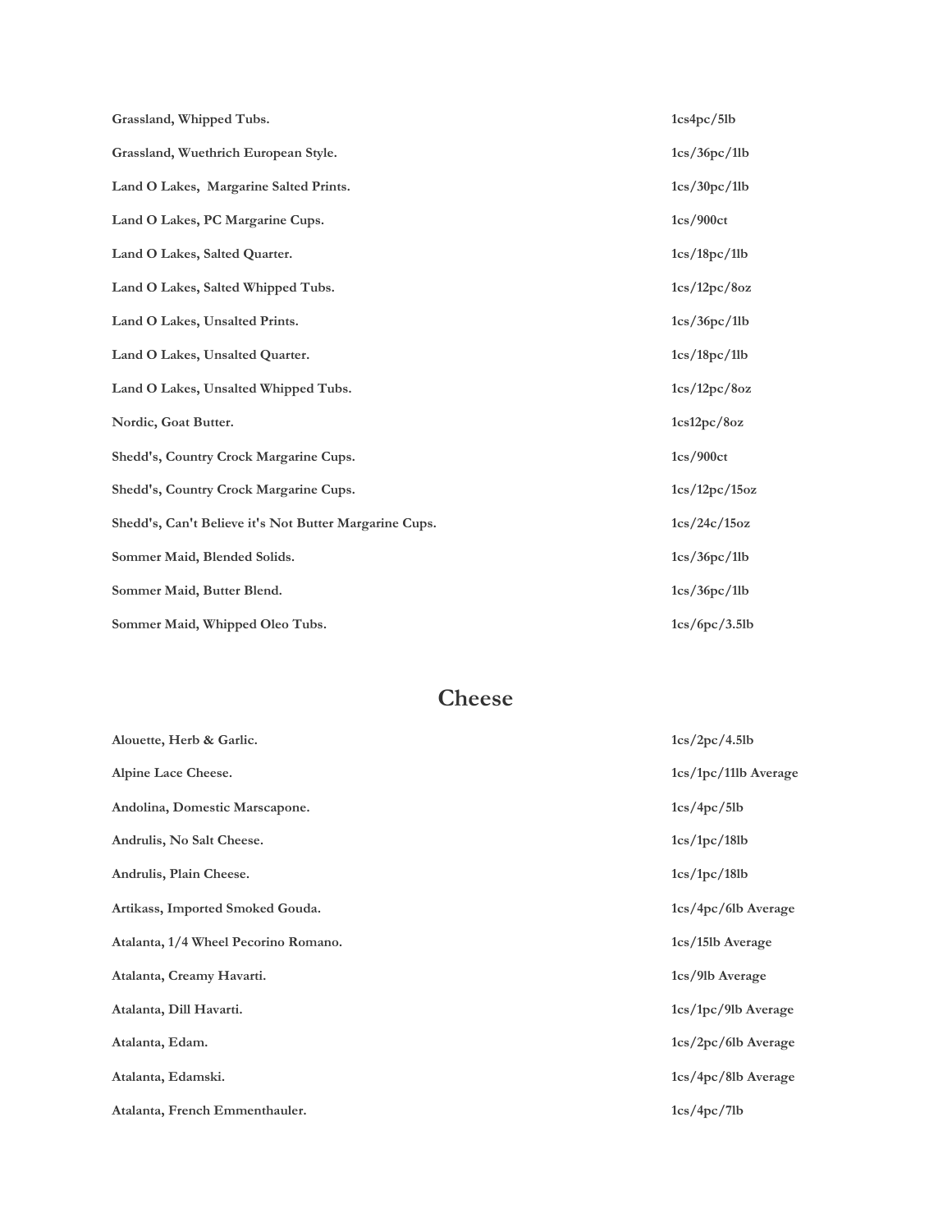| | |
|---|---|
| **Grassland, Whipped Tubs.** | **1cs4pc/5lb** |
| **Grassland, Wuethrich European Style.** | **1cs/36pc/1lb** |
| **Land O Lakes, Margarine Salted Prints.** | **1cs/30pc/1lb** |
| **Land O Lakes, PC Margarine Cups.** | **1cs/900ct** |
| **Land O Lakes, Salted Quarter.** | **1cs/18pc/1lb** |
| **Land O Lakes, Salted Whipped Tubs.** | **1cs/12pc/8oz** |
| **Land O Lakes, Unsalted Prints.** | **1cs/36pc/1lb** |
| **Land O Lakes, Unsalted Quarter.** | **1cs/18pc/1lb** |
| **Land O Lakes, Unsalted Whipped Tubs.** | **1cs/12pc/8oz** |
| **Nordic, Goat Butter.** | **1cs12pc/8oz** |
| **Shedd's, Country Crock Margarine Cups.** | **1cs/900ct** |
| **Shedd's, Country Crock Margarine Cups.** | **1cs/12pc/15oz** |
| **Shedd's, Can't Believe it's Not Butter Margarine Cups.** | **1cs/24c/15oz** |
| **Sommer Maid, Blended Solids.** | **1cs/36pc/1lb** |
| **Sommer Maid, Butter Blend.** | **1cs/36pc/1lb** |
| **Sommer Maid, Whipped Oleo Tubs.** | **1cs/6pc/3.5lb** |

## Cheese

| | |
|---|---|
| **Alouette, Herb & Garlic.** | **1cs/2pc/4.5lb** |
| **Alpine Lace Cheese.** | **1cs/1pc/11lb Average** |
| **Andolina, Domestic Marscapone.** | **1cs/4pc/5lb** |
| **Andrulis, No Salt Cheese.** | **1cs/1pc/18lb** |
| **Andrulis, Plain Cheese.** | **1cs/1pc/18lb** |
| **Artikass, Imported Smoked Gouda.** | **1cs/4pc/6lb Average** |
| **Atalanta, 1/4 Wheel Pecorino Romano.** | **1cs/15lb Average** |
| **Atalanta, Creamy Havarti.** | **1cs/9lb Average** |
| **Atalanta, Dill Havarti.** | **1cs/1pc/9lb Average** |
| **Atalanta, Edam.** | **1cs/2pc/6lb Average** |
| **Atalanta, Edamski.** | **1cs/4pc/8lb Average** |
| **Atalanta, French Emmenthauler.** | **1cs/4pc/7lb** |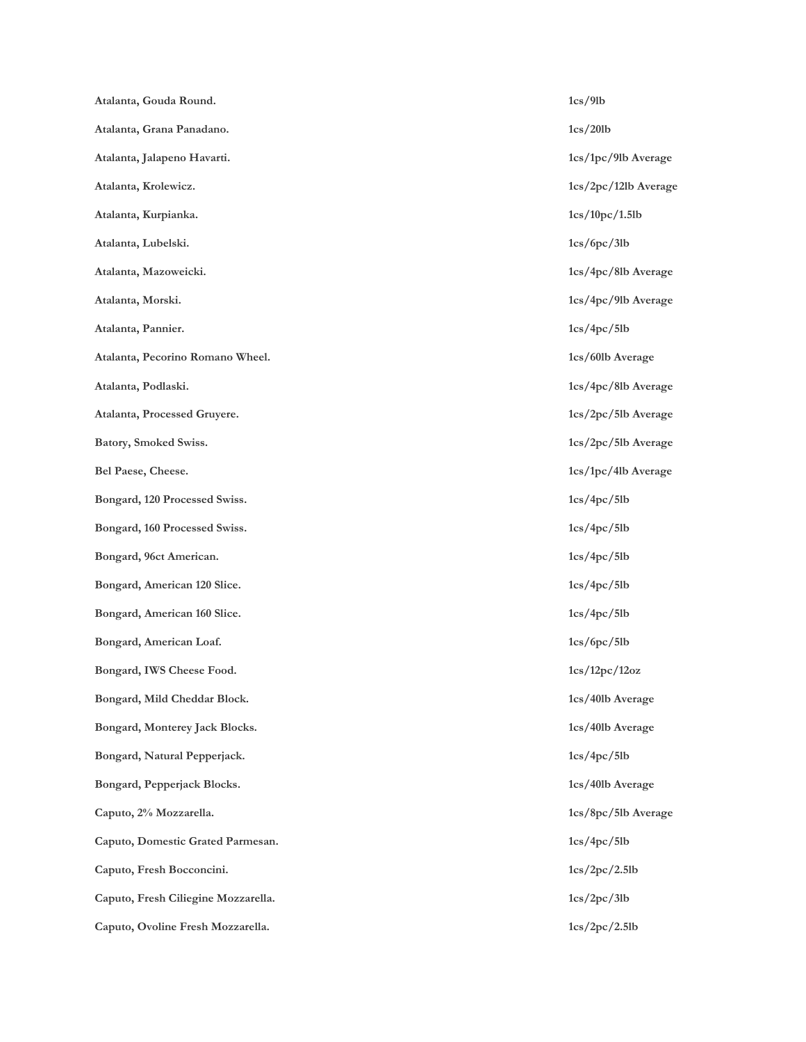| | |
|---|---|
| **Atalanta, Gouda Round.** | **1cs/9lb** |
| **Atalanta, Grana Panadano.** | **1cs/20lb** |
| **Atalanta, Jalapeno Havarti.** | **1cs/1pc/9lb Average** |
| **Atalanta, Krolewicz.** | **1cs/2pc/12lb Average** |
| **Atalanta, Kurpianka.** | **1cs/10pc/1.5lb** |
| **Atalanta, Lubelski.** | **1cs/6pc/3lb** |
| **Atalanta, Mazoweicki.** | **1cs/4pc/8lb Average** |
| **Atalanta, Morski.** | **1cs/4pc/9lb Average** |
| **Atalanta, Pannier.** | **1cs/4pc/5lb** |
| **Atalanta, Pecorino Romano Wheel.** | **1cs/60lb Average** |
| **Atalanta, Podlaski.** | **1cs/4pc/8lb Average** |
| **Atalanta, Processed Gruyere.** | **1cs/2pc/5lb Average** |
| **Batory, Smoked Swiss.** | **1cs/2pc/5lb Average** |
| **Bel Paese, Cheese.** | **1cs/1pc/4lb Average** |
| **Bongard, 120 Processed Swiss.** | **1cs/4pc/5lb** |
| **Bongard, 160 Processed Swiss.** | **1cs/4pc/5lb** |
| **Bongard, 96ct American.** | **1cs/4pc/5lb** |
| **Bongard, American 120 Slice.** | **1cs/4pc/5lb** |
| **Bongard, American 160 Slice.** | **1cs/4pc/5lb** |
| **Bongard, American Loaf.** | **1cs/6pc/5lb** |
| **Bongard, IWS Cheese Food.** | **1cs/12pc/12oz** |
| **Bongard, Mild Cheddar Block.** | **1cs/40lb Average** |
| **Bongard, Monterey Jack Blocks.** | **1cs/40lb Average** |
| **Bongard, Natural Pepperjack.** | **1cs/4pc/5lb** |
| **Bongard, Pepperjack Blocks.** | **1cs/40lb Average** |
| **Caputo, 2% Mozzarella.** | **1cs/8pc/5lb Average** |
| **Caputo, Domestic Grated Parmesan.** | **1cs/4pc/5lb** |
| **Caputo, Fresh Bocconcini.** | **1cs/2pc/2.5lb** |
| **Caputo, Fresh Ciliegine Mozzarella.** | **1cs/2pc/3lb** |
| **Caputo, Ovoline Fresh Mozzarella.** | **1cs/2pc/2.5lb** |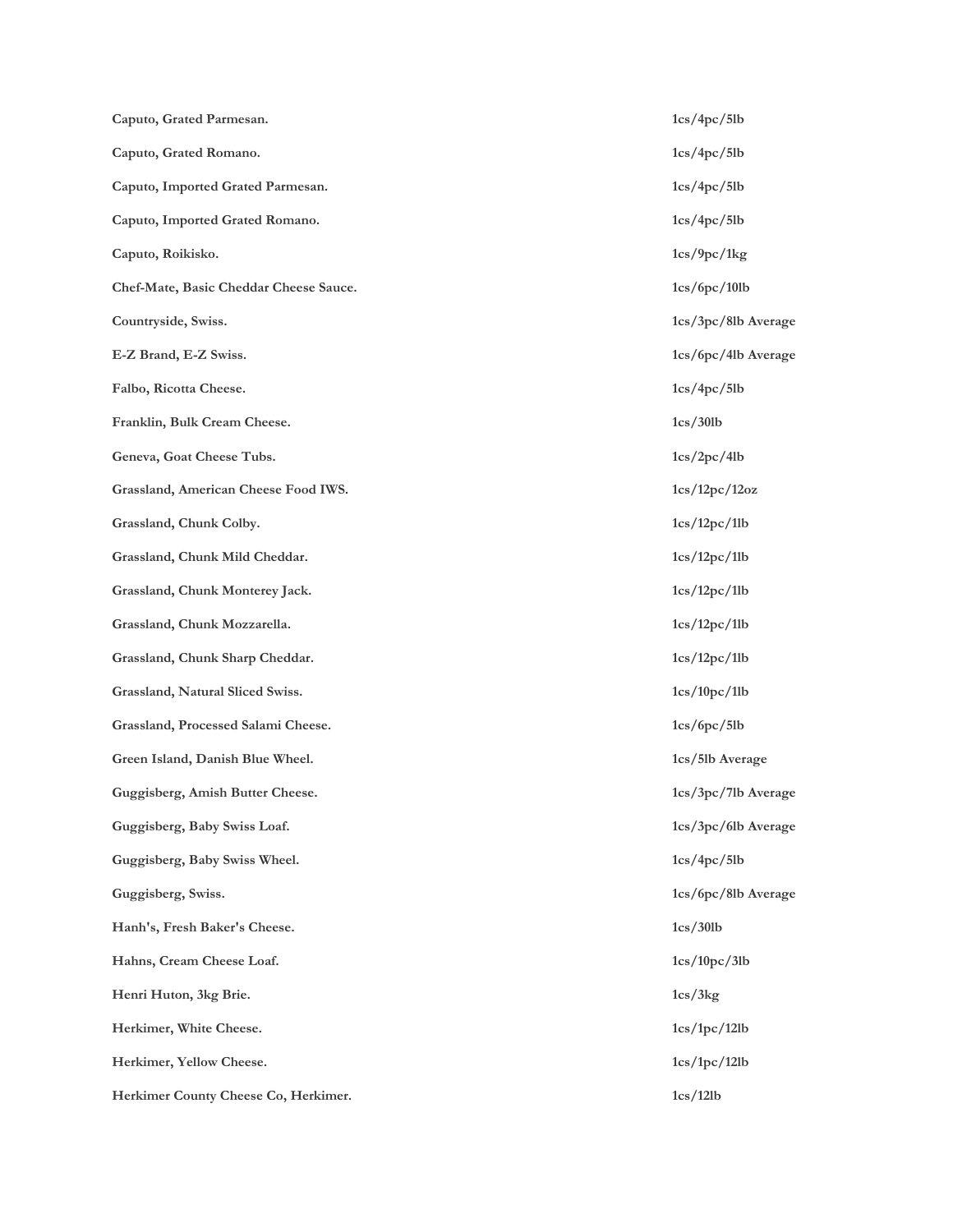| | |
|---|---|
| **Caputo, Grated Parmesan.** | **1cs/4pc/5lb** |
| **Caputo, Grated Romano.** | **1cs/4pc/5lb** |
| **Caputo, Imported Grated Parmesan.** | **1cs/4pc/5lb** |
| **Caputo, Imported Grated Romano.** | **1cs/4pc/5lb** |
| **Caputo, Roikisko.** | **1cs/9pc/1kg** |
| **Chef-Mate, Basic Cheddar Cheese Sauce.** | **1cs/6pc/10lb** |
| **Countryside, Swiss.** | **1cs/3pc/8lb Average** |
| **E-Z Brand, E-Z Swiss.** | **1cs/6pc/4lb Average** |
| **Falbo, Ricotta Cheese.** | **1cs/4pc/5lb** |
| **Franklin, Bulk Cream Cheese.** | **1cs/30lb** |
| **Geneva, Goat Cheese Tubs.** | **1cs/2pc/4lb** |
| **Grassland, American Cheese Food IWS.** | **1cs/12pc/12oz** |
| **Grassland, Chunk Colby.** | **1cs/12pc/1lb** |
| **Grassland, Chunk Mild Cheddar.** | **1cs/12pc/1lb** |
| **Grassland, Chunk Monterey Jack.** | **1cs/12pc/1lb** |
| **Grassland, Chunk Mozzarella.** | **1cs/12pc/1lb** |
| **Grassland, Chunk Sharp Cheddar.** | **1cs/12pc/1lb** |
| **Grassland, Natural Sliced Swiss.** | **1cs/10pc/1lb** |
| **Grassland, Processed Salami Cheese.** | **1cs/6pc/5lb** |
| **Green Island, Danish Blue Wheel.** | **1cs/5lb Average** |
| **Guggisberg, Amish Butter Cheese.** | **1cs/3pc/7lb Average** |
| **Guggisberg, Baby Swiss Loaf.** | **1cs/3pc/6lb Average** |
| **Guggisberg, Baby Swiss Wheel.** | **1cs/4pc/5lb** |
| **Guggisberg, Swiss.** | **1cs/6pc/8lb Average** |
| **Hanh's, Fresh Baker's Cheese.** | **1cs/30lb** |
| **Hahns, Cream Cheese Loaf.** | **1cs/10pc/3lb** |
| **Henri Huton, 3kg Brie.** | **1cs/3kg** |
| **Herkimer, White Cheese.** | **1cs/1pc/12lb** |
| **Herkimer, Yellow Cheese.** | **1cs/1pc/12lb** |
| **Herkimer County Cheese Co, Herkimer.** | **1cs/12lb** |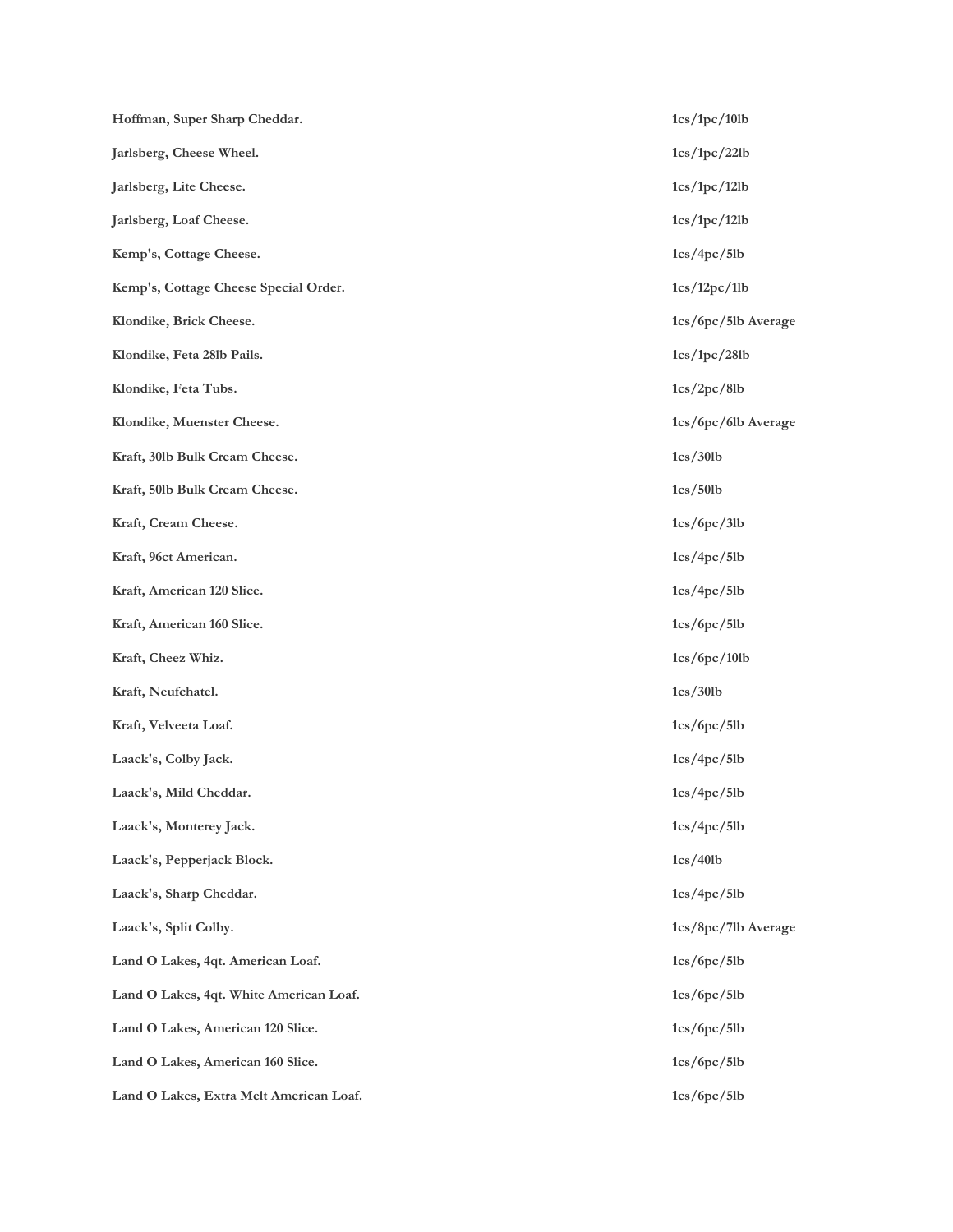| | |
|---|---|
| **Hoffman, Super Sharp Cheddar.** | **1cs/1pc/10lb** |
| **Jarlsberg, Cheese Wheel.** | **1cs/1pc/22lb** |
| **Jarlsberg, Lite Cheese.** | **1cs/1pc/12lb** |
| **Jarlsberg, Loaf Cheese.** | **1cs/1pc/12lb** |
| **Kemp's, Cottage Cheese.** | **1cs/4pc/5lb** |
| **Kemp's, Cottage Cheese Special Order.** | **1cs/12pc/1lb** |
| **Klondike, Brick Cheese.** | **1cs/6pc/5lb Average** |
| **Klondike, Feta 28lb Pails.** | **1cs/1pc/28lb** |
| **Klondike, Feta Tubs.** | **1cs/2pc/8lb** |
| **Klondike, Muenster Cheese.** | **1cs/6pc/6lb Average** |
| **Kraft, 30lb Bulk Cream Cheese.** | **1cs/30lb** |
| **Kraft, 50lb Bulk Cream Cheese.** | **1cs/50lb** |
| **Kraft, Cream Cheese.** | **1cs/6pc/3lb** |
| **Kraft, 96ct American.** | **1cs/4pc/5lb** |
| **Kraft, American 120 Slice.** | **1cs/4pc/5lb** |
| **Kraft, American 160 Slice.** | **1cs/6pc/5lb** |
| **Kraft, Cheez Whiz.** | **1cs/6pc/10lb** |
| **Kraft, Neufchatel.** | **1cs/30lb** |
| **Kraft, Velveeta Loaf.** | **1cs/6pc/5lb** |
| **Laack's, Colby Jack.** | **1cs/4pc/5lb** |
| **Laack's, Mild Cheddar.** | **1cs/4pc/5lb** |
| **Laack's, Monterey Jack.** | **1cs/4pc/5lb** |
| **Laack's, Pepperjack Block.** | **1cs/40lb** |
| **Laack's, Sharp Cheddar.** | **1cs/4pc/5lb** |
| **Laack's, Split Colby.** | **1cs/8pc/7lb Average** |
| **Land O Lakes, 4qt. American Loaf.** | **1cs/6pc/5lb** |
| **Land O Lakes, 4qt. White American Loaf.** | **1cs/6pc/5lb** |
| **Land O Lakes, American 120 Slice.** | **1cs/6pc/5lb** |
| **Land O Lakes, American 160 Slice.** | **1cs/6pc/5lb** |
| **Land O Lakes, Extra Melt American Loaf.** | **1cs/6pc/5lb** |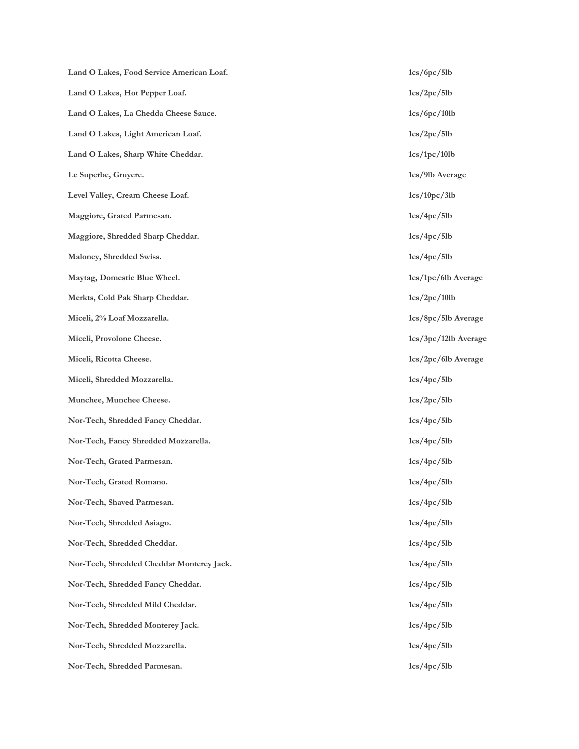| | |
|---|---|
| **Land O Lakes, Food Service American Loaf.** | **1cs/6pc/5lb** |
| **Land O Lakes, Hot Pepper Loaf.** | **1cs/2pc/5lb** |
| **Land O Lakes, La Chedda Cheese Sauce.** | **1cs/6pc/10lb** |
| **Land O Lakes, Light American Loaf.** | **1cs/2pc/5lb** |
| **Land O Lakes, Sharp White Cheddar.** | **1cs/1pc/10lb** |
| **Le Superbe, Gruyere.** | **1cs/9lb Average** |
| **Level Valley, Cream Cheese Loaf.** | **1cs/10pc/3lb** |
| **Maggiore, Grated Parmesan.** | **1cs/4pc/5lb** |
| **Maggiore, Shredded Sharp Cheddar.** | **1cs/4pc/5lb** |
| **Maloney, Shredded Swiss.** | **1cs/4pc/5lb** |
| **Maytag, Domestic Blue Wheel.** | **1cs/1pc/6lb Average** |
| **Merkts, Cold Pak Sharp Cheddar.** | **1cs/2pc/10lb** |
| **Miceli, 2% Loaf Mozzarella.** | **1cs/8pc/5lb Average** |
| **Miceli, Provolone Cheese.** | **1cs/3pc/12lb Average** |
| **Miceli, Ricotta Cheese.** | **1cs/2pc/6lb Average** |
| **Miceli, Shredded Mozzarella.** | **1cs/4pc/5lb** |
| **Munchee, Munchee Cheese.** | **1cs/2pc/5lb** |
| **Nor-Tech, Shredded Fancy Cheddar.** | **1cs/4pc/5lb** |
| **Nor-Tech, Fancy Shredded Mozzarella.** | **1cs/4pc/5lb** |
| **Nor-Tech, Grated Parmesan.** | **1cs/4pc/5lb** |
| **Nor-Tech, Grated Romano.** | **1cs/4pc/5lb** |
| **Nor-Tech, Shaved Parmesan.** | **1cs/4pc/5lb** |
| **Nor-Tech, Shredded Asiago.** | **1cs/4pc/5lb** |
| **Nor-Tech, Shredded Cheddar.** | **1cs/4pc/5lb** |
| **Nor-Tech, Shredded Cheddar Monterey Jack.** | **1cs/4pc/5lb** |
| **Nor-Tech, Shredded Fancy Cheddar.** | **1cs/4pc/5lb** |
| **Nor-Tech, Shredded Mild Cheddar.** | **1cs/4pc/5lb** |
| **Nor-Tech, Shredded Monterey Jack.** | **1cs/4pc/5lb** |
| **Nor-Tech, Shredded Mozzarella.** | **1cs/4pc/5lb** |
| **Nor-Tech, Shredded Parmesan.** | **1cs/4pc/5lb** |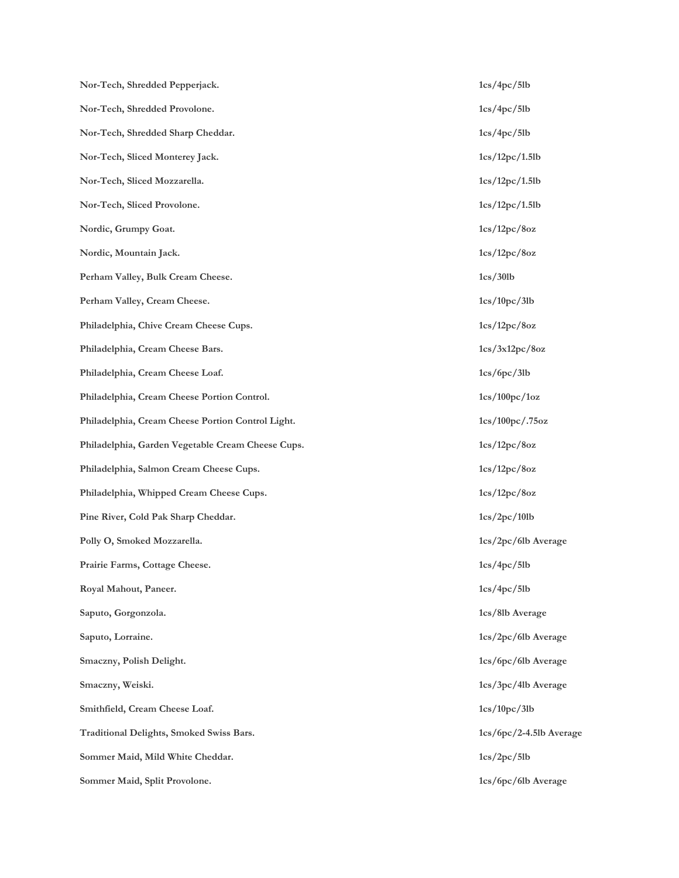| | |
|---|---|
| **Nor-Tech, Shredded Pepperjack.** | **1cs/4pc/5lb** |
| **Nor-Tech, Shredded Provolone.** | **1cs/4pc/5lb** |
| **Nor-Tech, Shredded Sharp Cheddar.** | **1cs/4pc/5lb** |
| **Nor-Tech, Sliced Monterey Jack.** | **1cs/12pc/1.5lb** |
| **Nor-Tech, Sliced Mozzarella.** | **1cs/12pc/1.5lb** |
| **Nor-Tech, Sliced Provolone.** | **1cs/12pc/1.5lb** |
| **Nordic, Grumpy Goat.** | **1cs/12pc/8oz** |
| **Nordic, Mountain Jack.** | **1cs/12pc/8oz** |
| **Perham Valley, Bulk Cream Cheese.** | **1cs/30lb** |
| **Perham Valley, Cream Cheese.** | **1cs/10pc/3lb** |
| **Philadelphia, Chive Cream Cheese Cups.** | **1cs/12pc/8oz** |
| **Philadelphia, Cream Cheese Bars.** | **1cs/3x12pc/8oz** |
| **Philadelphia, Cream Cheese Loaf.** | **1cs/6pc/3lb** |
| **Philadelphia, Cream Cheese Portion Control.** | **1cs/100pc/1oz** |
| **Philadelphia, Cream Cheese Portion Control Light.** | **1cs/100pc/.75oz** |
| **Philadelphia, Garden Vegetable Cream Cheese Cups.** | **1cs/12pc/8oz** |
| **Philadelphia, Salmon Cream Cheese Cups.** | **1cs/12pc/8oz** |
| **Philadelphia, Whipped Cream Cheese Cups.** | **1cs/12pc/8oz** |
| **Pine River, Cold Pak Sharp Cheddar.** | **1cs/2pc/10lb** |
| **Polly O, Smoked Mozzarella.** | **1cs/2pc/6lb Average** |
| **Prairie Farms, Cottage Cheese.** | **1cs/4pc/5lb** |
| **Royal Mahout, Paneer.** | **1cs/4pc/5lb** |
| **Saputo, Gorgonzola.** | **1cs/8lb Average** |
| **Saputo, Lorraine.** | **1cs/2pc/6lb Average** |
| **Smaczny, Polish Delight.** | **1cs/6pc/6lb Average** |
| **Smaczny, Weiski.** | **1cs/3pc/4lb Average** |
| **Smithfield, Cream Cheese Loaf.** | **1cs/10pc/3lb** |
| **Traditional Delights, Smoked Swiss Bars.** | **1cs/6pc/2-4.5lb Average** |
| **Sommer Maid, Mild White Cheddar.** | **1cs/2pc/5lb** |
| **Sommer Maid, Split Provolone.** | **1cs/6pc/6lb Average** |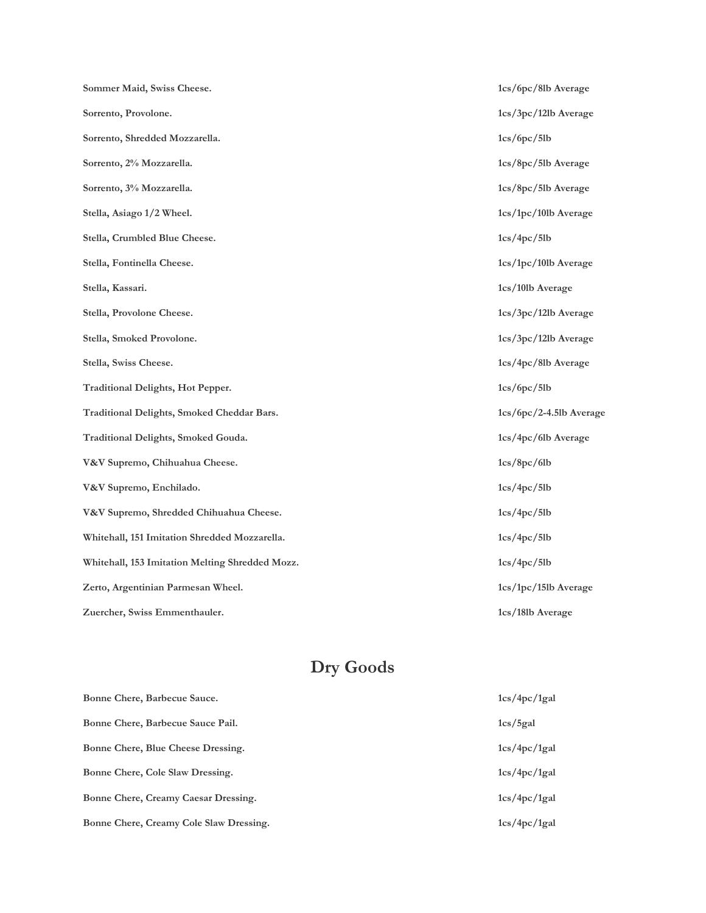| | |
|---|---|
| **Sommer Maid, Swiss Cheese.** | **1cs/6pc/8lb Average** |
| **Sorrento, Provolone.** | **1cs/3pc/12lb Average** |
| **Sorrento, Shredded Mozzarella.** | **1cs/6pc/5lb** |
| **Sorrento, 2% Mozzarella.** | **1cs/8pc/5lb Average** |
| **Sorrento, 3% Mozzarella.** | **1cs/8pc/5lb Average** |
| **Stella, Asiago 1/2 Wheel.** | **1cs/1pc/10lb Average** |
| **Stella, Crumbled Blue Cheese.** | **1cs/4pc/5lb** |
| **Stella, Fontinella Cheese.** | **1cs/1pc/10lb Average** |
| **Stella, Kassari.** | **1cs/10lb Average** |
| **Stella, Provolone Cheese.** | **1cs/3pc/12lb Average** |
| **Stella, Smoked Provolone.** | **1cs/3pc/12lb Average** |
| **Stella, Swiss Cheese.** | **1cs/4pc/8lb Average** |
| **Traditional Delights, Hot Pepper.** | **1cs/6pc/5lb** |
| **Traditional Delights, Smoked Cheddar Bars.** | **1cs/6pc/2-4.5lb Average** |
| **Traditional Delights, Smoked Gouda.** | **1cs/4pc/6lb Average** |
| **V&V Supremo, Chihuahua Cheese.** | **1cs/8pc/6lb** |
| **V&V Supremo, Enchilado.** | **1cs/4pc/5lb** |
| **V&V Supremo, Shredded Chihuahua Cheese.** | **1cs/4pc/5lb** |
| **Whitehall, 151 Imitation Shredded Mozzarella.** | **1cs/4pc/5lb** |
| **Whitehall, 153 Imitation Melting Shredded Mozz.** | **1cs/4pc/5lb** |
| **Zerto, Argentinian Parmesan Wheel.** | **1cs/1pc/15lb Average** |
| **Zuercher, Swiss Emmenthauler.** | **1cs/18lb Average** |

# Dry Goods

| | |
|---|---|
| **Bonne Chere, Barbecue Sauce.** | **1cs/4pc/1gal** |
| **Bonne Chere, Barbecue Sauce Pail.** | **1cs/5gal** |
| **Bonne Chere, Blue Cheese Dressing.** | **1cs/4pc/1gal** |
| **Bonne Chere, Cole Slaw Dressing.** | **1cs/4pc/1gal** |
| **Bonne Chere, Creamy Caesar Dressing.** | **1cs/4pc/1gal** |
| **Bonne Chere, Creamy Cole Slaw Dressing.** | **1cs/4pc/1gal** |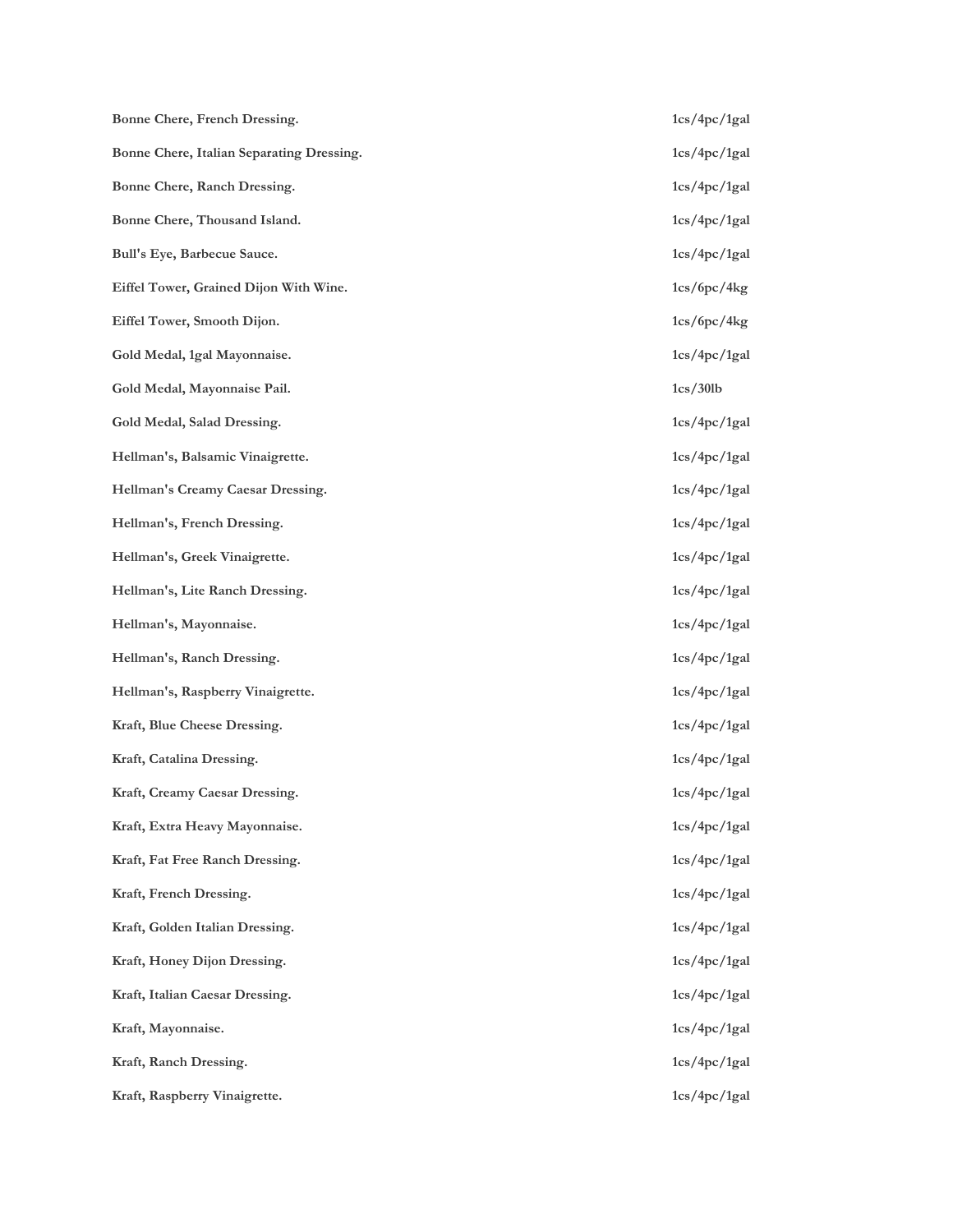| | |
|---|---|
| **Bonne Chere, French Dressing.** | **1cs/4pc/1gal** |
| **Bonne Chere, Italian Separating Dressing.** | **1cs/4pc/1gal** |
| **Bonne Chere, Ranch Dressing.** | **1cs/4pc/1gal** |
| **Bonne Chere, Thousand Island.** | **1cs/4pc/1gal** |
| **Bull's Eye, Barbecue Sauce.** | **1cs/4pc/1gal** |
| **Eiffel Tower, Grained Dijon With Wine.** | **1cs/6pc/4kg** |
| **Eiffel Tower, Smooth Dijon.** | **1cs/6pc/4kg** |
| **Gold Medal, 1gal Mayonnaise.** | **1cs/4pc/1gal** |
| **Gold Medal, Mayonnaise Pail.** | **1cs/30lb** |
| **Gold Medal, Salad Dressing.** | **1cs/4pc/1gal** |
| **Hellman's, Balsamic Vinaigrette.** | **1cs/4pc/1gal** |
| **Hellman's Creamy Caesar Dressing.** | **1cs/4pc/1gal** |
| **Hellman's, French Dressing.** | **1cs/4pc/1gal** |
| **Hellman's, Greek Vinaigrette.** | **1cs/4pc/1gal** |
| **Hellman's, Lite Ranch Dressing.** | **1cs/4pc/1gal** |
| **Hellman's, Mayonnaise.** | **1cs/4pc/1gal** |
| **Hellman's, Ranch Dressing.** | **1cs/4pc/1gal** |
| **Hellman's, Raspberry Vinaigrette.** | **1cs/4pc/1gal** |
| **Kraft, Blue Cheese Dressing.** | **1cs/4pc/1gal** |
| **Kraft, Catalina Dressing.** | **1cs/4pc/1gal** |
| **Kraft, Creamy Caesar Dressing.** | **1cs/4pc/1gal** |
| **Kraft, Extra Heavy Mayonnaise.** | **1cs/4pc/1gal** |
| **Kraft, Fat Free Ranch Dressing.** | **1cs/4pc/1gal** |
| **Kraft, French Dressing.** | **1cs/4pc/1gal** |
| **Kraft, Golden Italian Dressing.** | **1cs/4pc/1gal** |
| **Kraft, Honey Dijon Dressing.** | **1cs/4pc/1gal** |
| **Kraft, Italian Caesar Dressing.** | **1cs/4pc/1gal** |
| **Kraft, Mayonnaise.** | **1cs/4pc/1gal** |
| **Kraft, Ranch Dressing.** | **1cs/4pc/1gal** |
| **Kraft, Raspberry Vinaigrette.** | **1cs/4pc/1gal** |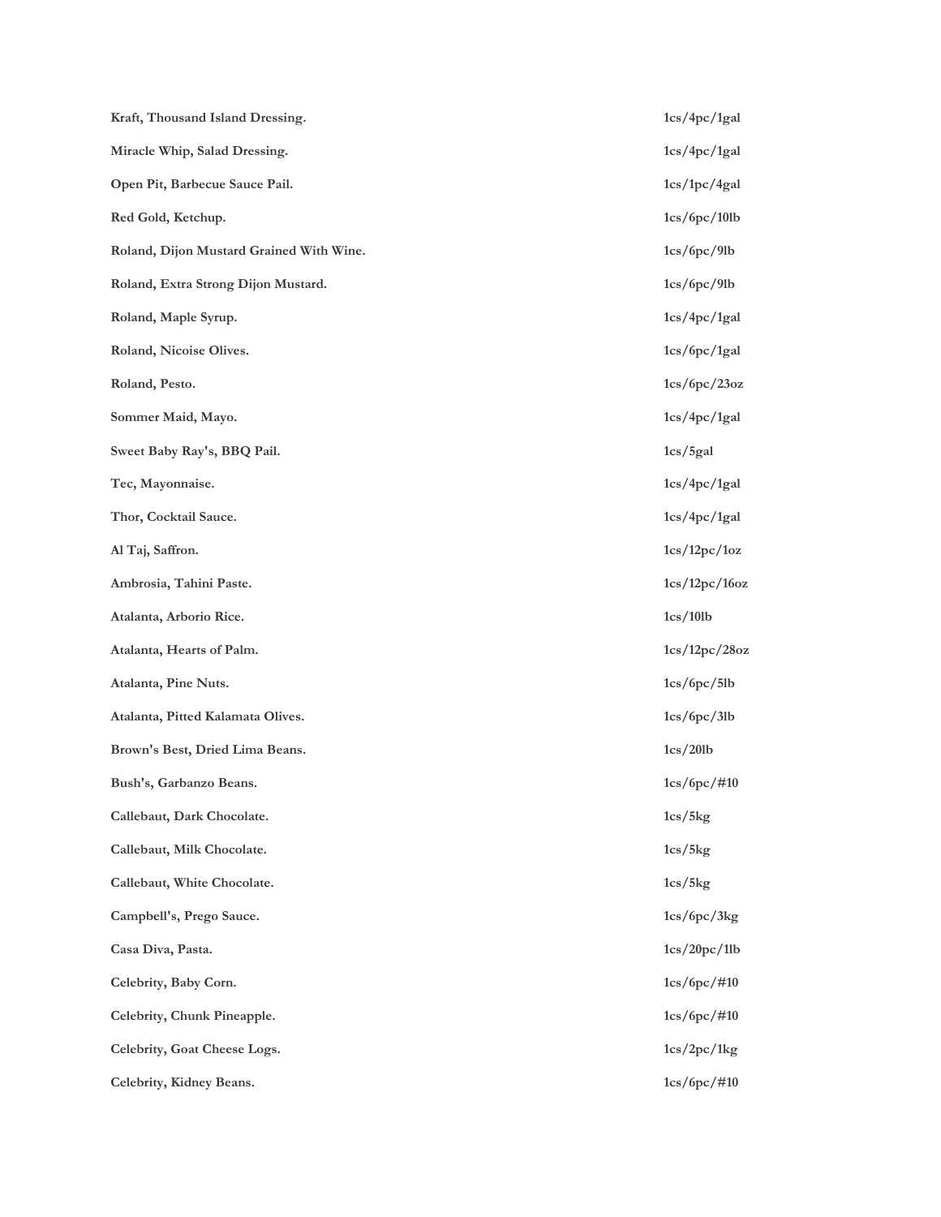| | |
|---|---|
| **Kraft, Thousand Island Dressing.** | **1cs/4pc/1gal** |
| **Miracle Whip, Salad Dressing.** | **1cs/4pc/1gal** |
| **Open Pit, Barbecue Sauce Pail.** | **1cs/1pc/4gal** |
| **Red Gold, Ketchup.** | **1cs/6pc/10lb** |
| **Roland, Dijon Mustard Grained With Wine.** | **1cs/6pc/9lb** |
| **Roland, Extra Strong Dijon Mustard.** | **1cs/6pc/9lb** |
| **Roland, Maple Syrup.** | **1cs/4pc/1gal** |
| **Roland, Nicoise Olives.** | **1cs/6pc/1gal** |
| **Roland, Pesto.** | **1cs/6pc/23oz** |
| **Sommer Maid, Mayo.** | **1cs/4pc/1gal** |
| **Sweet Baby Ray's, BBQ Pail.** | **1cs/5gal** |
| **Tec, Mayonnaise.** | **1cs/4pc/1gal** |
| **Thor, Cocktail Sauce.** | **1cs/4pc/1gal** |
| **Al Taj, Saffron.** | **1cs/12pc/1oz** |
| **Ambrosia, Tahini Paste.** | **1cs/12pc/16oz** |
| **Atalanta, Arborio Rice.** | **1cs/10lb** |
| **Atalanta, Hearts of Palm.** | **1cs/12pc/28oz** |
| **Atalanta, Pine Nuts.** | **1cs/6pc/5lb** |
| **Atalanta, Pitted Kalamata Olives.** | **1cs/6pc/3lb** |
| **Brown's Best, Dried Lima Beans.** | **1cs/20lb** |
| **Bush's, Garbanzo Beans.** | **1cs/6pc/#10** |
| **Callebaut, Dark Chocolate.** | **1cs/5kg** |
| **Callebaut, Milk Chocolate.** | **1cs/5kg** |
| **Callebaut, White Chocolate.** | **1cs/5kg** |
| **Campbell's, Prego Sauce.** | **1cs/6pc/3kg** |
| **Casa Diva, Pasta.** | **1cs/20pc/1lb** |
| **Celebrity, Baby Corn.** | **1cs/6pc/#10** |
| **Celebrity, Chunk Pineapple.** | **1cs/6pc/#10** |
| **Celebrity, Goat Cheese Logs.** | **1cs/2pc/1kg** |
| **Celebrity, Kidney Beans.** | **1cs/6pc/#10** |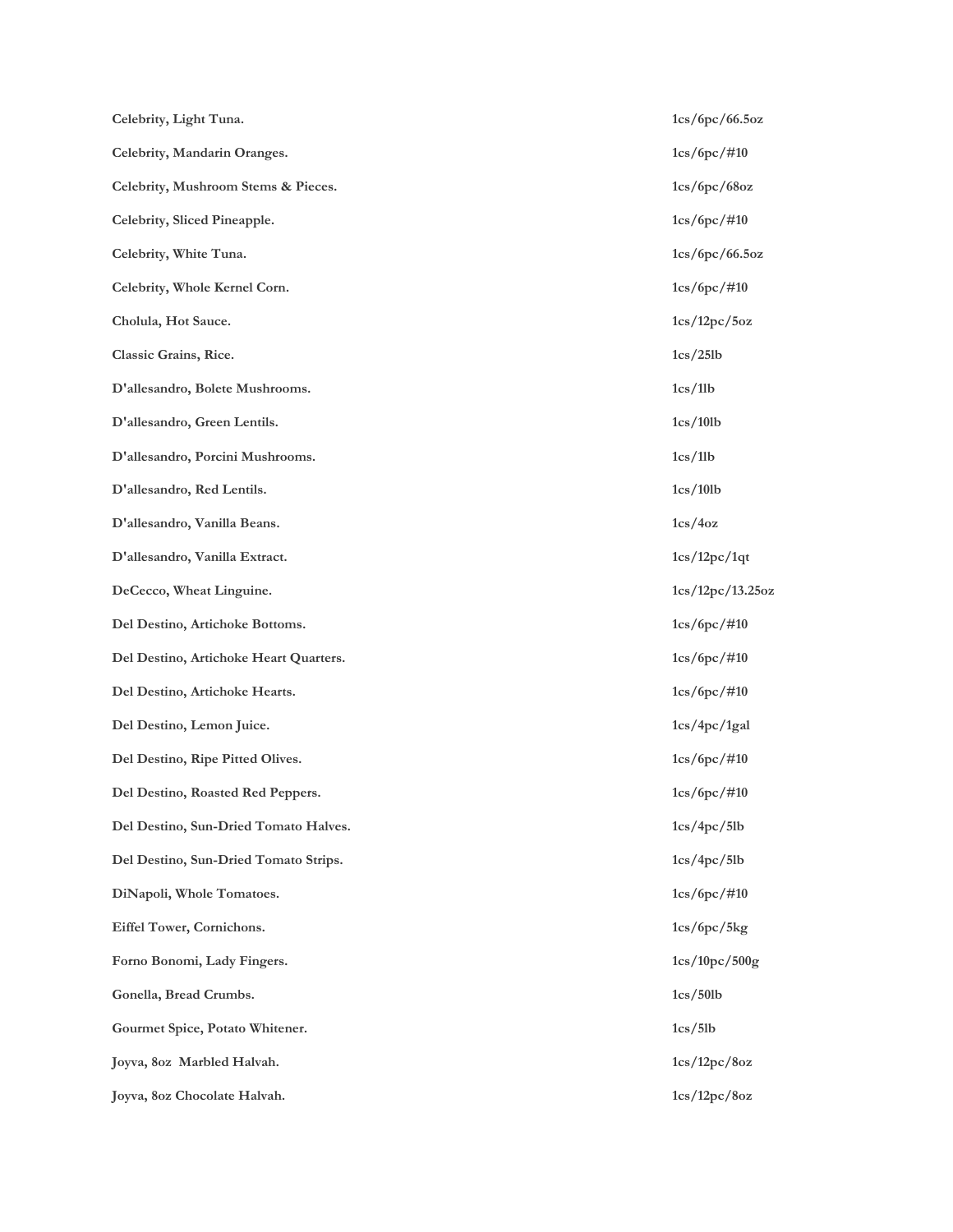| | |
|---|---|
| **Celebrity, Light Tuna.** | **1cs/6pc/66.5oz** |
| **Celebrity, Mandarin Oranges.** | **1cs/6pc/#10** |
| **Celebrity, Mushroom Stems & Pieces.** | **1cs/6pc/68oz** |
| **Celebrity, Sliced Pineapple.** | **1cs/6pc/#10** |
| **Celebrity, White Tuna.** | **1cs/6pc/66.5oz** |
| **Celebrity, Whole Kernel Corn.** | **1cs/6pc/#10** |
| **Cholula, Hot Sauce.** | **1cs/12pc/5oz** |
| **Classic Grains, Rice.** | **1cs/25lb** |
| **D'allesandro, Bolete Mushrooms.** | **1cs/1lb** |
| **D'allesandro, Green Lentils.** | **1cs/10lb** |
| **D'allesandro, Porcini Mushrooms.** | **1cs/1lb** |
| **D'allesandro, Red Lentils.** | **1cs/10lb** |
| **D'allesandro, Vanilla Beans.** | **1cs/4oz** |
| **D'allesandro, Vanilla Extract.** | **1cs/12pc/1qt** |
| **DeCecco, Wheat Linguine.** | **1cs/12pc/13.25oz** |
| **Del Destino, Artichoke Bottoms.** | **1cs/6pc/#10** |
| **Del Destino, Artichoke Heart Quarters.** | **1cs/6pc/#10** |
| **Del Destino, Artichoke Hearts.** | **1cs/6pc/#10** |
| **Del Destino, Lemon Juice.** | **1cs/4pc/1gal** |
| **Del Destino, Ripe Pitted Olives.** | **1cs/6pc/#10** |
| **Del Destino, Roasted Red Peppers.** | **1cs/6pc/#10** |
| **Del Destino, Sun-Dried Tomato Halves.** | **1cs/4pc/5lb** |
| **Del Destino, Sun-Dried Tomato Strips.** | **1cs/4pc/5lb** |
| **DiNapoli, Whole Tomatoes.** | **1cs/6pc/#10** |
| **Eiffel Tower, Cornichons.** | **1cs/6pc/5kg** |
| **Forno Bonomi, Lady Fingers.** | **1cs/10pc/500g** |
| **Gonella, Bread Crumbs.** | **1cs/50lb** |
| **Gourmet Spice, Potato Whitener.** | **1cs/5lb** |
| **Joyva, 8oz Marbled Halvah.** | **1cs/12pc/8oz** |
| **Joyva, 8oz Chocolate Halvah.** | **1cs/12pc/8oz** |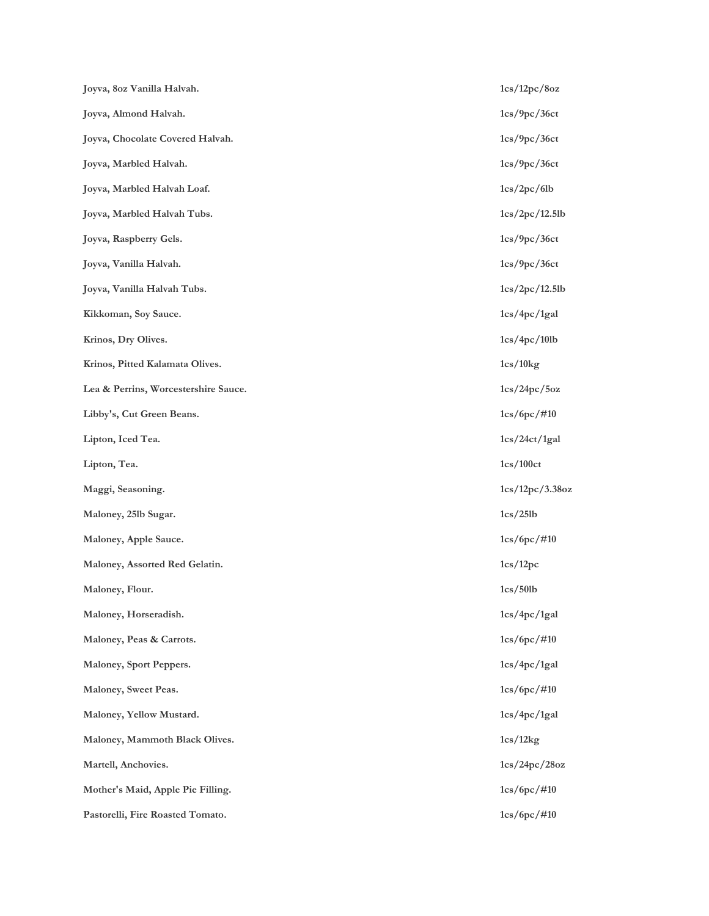| | |
|---|---|
| **Joyva, 8oz Vanilla Halvah.** | **1cs/12pc/8oz** |
| **Joyva, Almond Halvah.** | **1cs/9pc/36ct** |
| **Joyva, Chocolate Covered Halvah.** | **1cs/9pc/36ct** |
| **Joyva, Marbled Halvah.** | **1cs/9pc/36ct** |
| **Joyva, Marbled Halvah Loaf.** | **1cs/2pc/6lb** |
| **Joyva, Marbled Halvah Tubs.** | **1cs/2pc/12.5lb** |
| **Joyva, Raspberry Gels.** | **1cs/9pc/36ct** |
| **Joyva, Vanilla Halvah.** | **1cs/9pc/36ct** |
| **Joyva, Vanilla Halvah Tubs.** | **1cs/2pc/12.5lb** |
| **Kikkoman, Soy Sauce.** | **1cs/4pc/1gal** |
| **Krinos, Dry Olives.** | **1cs/4pc/10lb** |
| **Krinos, Pitted Kalamata Olives.** | **1cs/10kg** |
| **Lea & Perrins, Worcestershire Sauce.** | **1cs/24pc/5oz** |
| **Libby's, Cut Green Beans.** | **1cs/6pc/#10** |
| **Lipton, Iced Tea.** | **1cs/24ct/1gal** |
| **Lipton, Tea.** | **1cs/100ct** |
| **Maggi, Seasoning.** | **1cs/12pc/3.38oz** |
| **Maloney, 25lb Sugar.** | **1cs/25lb** |
| **Maloney, Apple Sauce.** | **1cs/6pc/#10** |
| **Maloney, Assorted Red Gelatin.** | **1cs/12pc** |
| **Maloney, Flour.** | **1cs/50lb** |
| **Maloney, Horseradish.** | **1cs/4pc/1gal** |
| **Maloney, Peas & Carrots.** | **1cs/6pc/#10** |
| **Maloney, Sport Peppers.** | **1cs/4pc/1gal** |
| **Maloney, Sweet Peas.** | **1cs/6pc/#10** |
| **Maloney, Yellow Mustard.** | **1cs/4pc/1gal** |
| **Maloney, Mammoth Black Olives.** | **1cs/12kg** |
| **Martell, Anchovies.** | **1cs/24pc/28oz** |
| **Mother's Maid, Apple Pie Filling.** | **1cs/6pc/#10** |
| **Pastorelli, Fire Roasted Tomato.** | **1cs/6pc/#10** |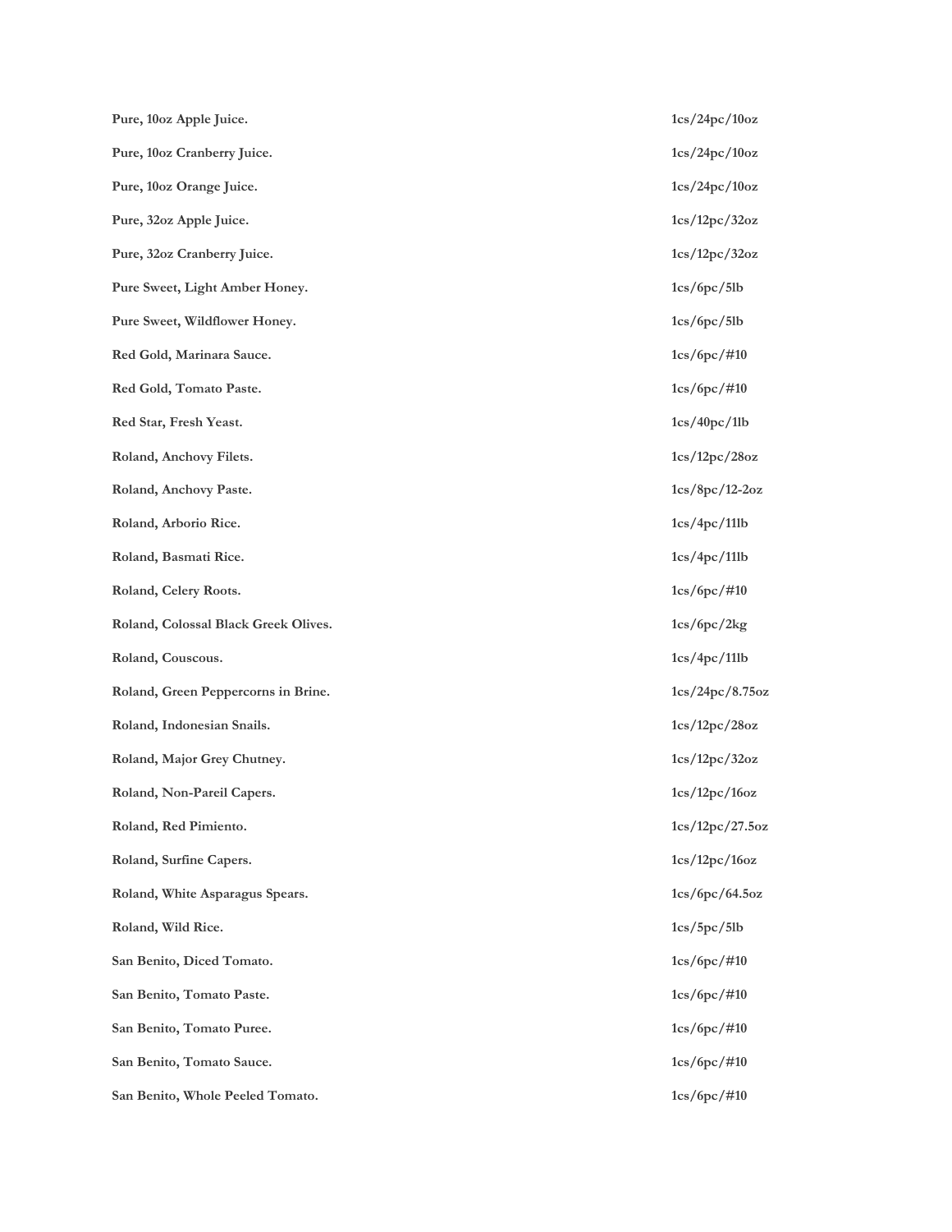| | |
|---|---|
| **Pure, 10oz Apple Juice.** | **1cs/24pc/10oz** |
| **Pure, 10oz Cranberry Juice.** | **1cs/24pc/10oz** |
| **Pure, 10oz Orange Juice.** | **1cs/24pc/10oz** |
| **Pure, 32oz Apple Juice.** | **1cs/12pc/32oz** |
| **Pure, 32oz Cranberry Juice.** | **1cs/12pc/32oz** |
| **Pure Sweet, Light Amber Honey.** | **1cs/6pc/5lb** |
| **Pure Sweet, Wildflower Honey.** | **1cs/6pc/5lb** |
| **Red Gold, Marinara Sauce.** | **1cs/6pc/#10** |
| **Red Gold, Tomato Paste.** | **1cs/6pc/#10** |
| **Red Star, Fresh Yeast.** | **1cs/40pc/1lb** |
| **Roland, Anchovy Filets.** | **1cs/12pc/28oz** |
| **Roland, Anchovy Paste.** | **1cs/8pc/12-2oz** |
| **Roland, Arborio Rice.** | **1cs/4pc/11lb** |
| **Roland, Basmati Rice.** | **1cs/4pc/11lb** |
| **Roland, Celery Roots.** | **1cs/6pc/#10** |
| **Roland, Colossal Black Greek Olives.** | **1cs/6pc/2kg** |
| **Roland, Couscous.** | **1cs/4pc/11lb** |
| **Roland, Green Peppercorns in Brine.** | **1cs/24pc/8.75oz** |
| **Roland, Indonesian Snails.** | **1cs/12pc/28oz** |
| **Roland, Major Grey Chutney.** | **1cs/12pc/32oz** |
| **Roland, Non-Pareil Capers.** | **1cs/12pc/16oz** |
| **Roland, Red Pimiento.** | **1cs/12pc/27.5oz** |
| **Roland, Surfine Capers.** | **1cs/12pc/16oz** |
| **Roland, White Asparagus Spears.** | **1cs/6pc/64.5oz** |
| **Roland, Wild Rice.** | **1cs/5pc/5lb** |
| **San Benito, Diced Tomato.** | **1cs/6pc/#10** |
| **San Benito, Tomato Paste.** | **1cs/6pc/#10** |
| **San Benito, Tomato Puree.** | **1cs/6pc/#10** |
| **San Benito, Tomato Sauce.** | **1cs/6pc/#10** |
| **San Benito, Whole Peeled Tomato.** | **1cs/6pc/#10** |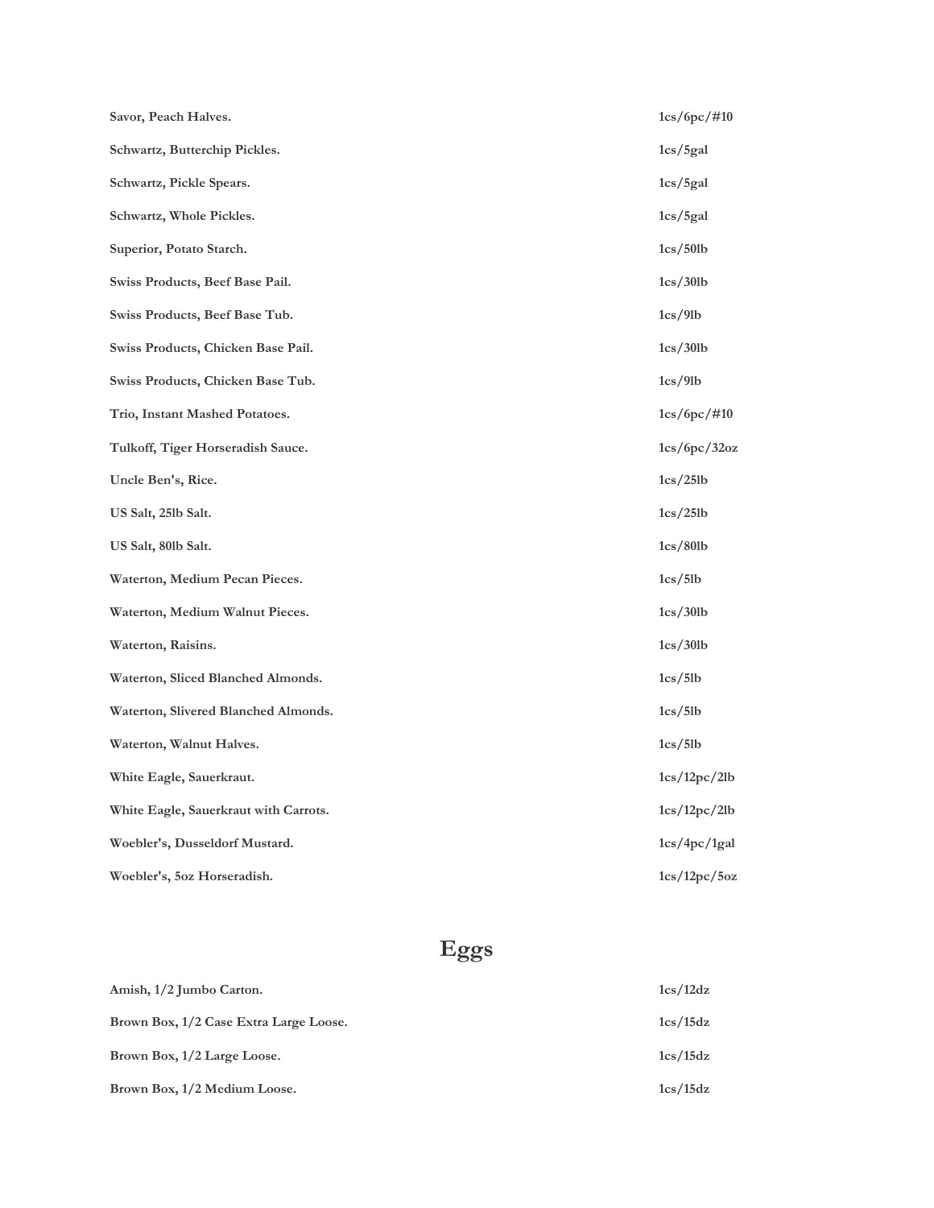| | |
|---|---|
| **Savor, Peach Halves.** | **1cs/6pc/#10** |
| **Schwartz, Butterchip Pickles.** | **1cs/5gal** |
| **Schwartz, Pickle Spears.** | **1cs/5gal** |
| **Schwartz, Whole Pickles.** | **1cs/5gal** |
| **Superior, Potato Starch.** | **1cs/50lb** |
| **Swiss Products, Beef Base Pail.** | **1cs/30lb** |
| **Swiss Products, Beef Base Tub.** | **1cs/9lb** |
| **Swiss Products, Chicken Base Pail.** | **1cs/30lb** |
| **Swiss Products, Chicken Base Tub.** | **1cs/9lb** |
| **Trio, Instant Mashed Potatoes.** | **1cs/6pc/#10** |
| **Tulkoff, Tiger Horseradish Sauce.** | **1cs/6pc/32oz** |
| **Uncle Ben's, Rice.** | **1cs/25lb** |
| **US Salt, 25lb Salt.** | **1cs/25lb** |
| **US Salt, 80lb Salt.** | **1cs/80lb** |
| **Waterton, Medium Pecan Pieces.** | **1cs/5lb** |
| **Waterton, Medium Walnut Pieces.** | **1cs/30lb** |
| **Waterton, Raisins.** | **1cs/30lb** |
| **Waterton, Sliced Blanched Almonds.** | **1cs/5lb** |
| **Waterton, Slivered Blanched Almonds.** | **1cs/5lb** |
| **Waterton, Walnut Halves.** | **1cs/5lb** |
| **White Eagle, Sauerkraut.** | **1cs/12pc/2lb** |
| **White Eagle, Sauerkraut with Carrots.** | **1cs/12pc/2lb** |
| **Woebler's, Dusseldorf Mustard.** | **1cs/4pc/1gal** |
| **Woebler's, 5oz Horseradish.** | **1cs/12pc/5oz** |

# Eggs

| | |
|---|---|
| **Amish, 1/2 Jumbo Carton.** | **1cs/12dz** |
| **Brown Box, 1/2 Case Extra Large Loose.** | **1cs/15dz** |
| **Brown Box, 1/2 Large Loose.** | **1cs/15dz** |
| **Brown Box, 1/2 Medium Loose.** | **1cs/15dz** |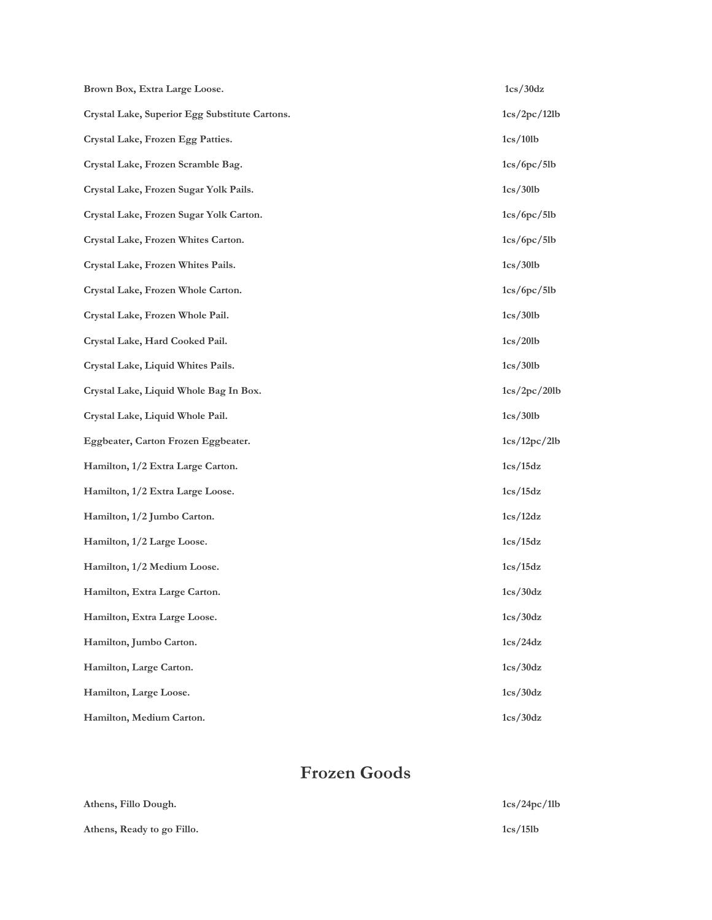| | |
|---|---|
| **Brown Box, Extra Large Loose.** | **1cs/30dz** |
| **Crystal Lake, Superior Egg Substitute Cartons.** | **1cs/2pc/12lb** |
| **Crystal Lake, Frozen Egg Patties.** | **1cs/10lb** |
| **Crystal Lake, Frozen Scramble Bag.** | **1cs/6pc/5lb** |
| **Crystal Lake, Frozen Sugar Yolk Pails.** | **1cs/30lb** |
| **Crystal Lake, Frozen Sugar Yolk Carton.** | **1cs/6pc/5lb** |
| **Crystal Lake, Frozen Whites Carton.** | **1cs/6pc/5lb** |
| **Crystal Lake, Frozen Whites Pails.** | **1cs/30lb** |
| **Crystal Lake, Frozen Whole Carton.** | **1cs/6pc/5lb** |
| **Crystal Lake, Frozen Whole Pail.** | **1cs/30lb** |
| **Crystal Lake, Hard Cooked Pail.** | **1cs/20lb** |
| **Crystal Lake, Liquid Whites Pails.** | **1cs/30lb** |
| **Crystal Lake, Liquid Whole Bag In Box.** | **1cs/2pc/20lb** |
| **Crystal Lake, Liquid Whole Pail.** | **1cs/30lb** |
| **Eggbeater, Carton Frozen Eggbeater.** | **1cs/12pc/2lb** |
| **Hamilton, 1/2 Extra Large Carton.** | **1cs/15dz** |
| **Hamilton, 1/2 Extra Large Loose.** | **1cs/15dz** |
| **Hamilton, 1/2 Jumbo Carton.** | **1cs/12dz** |
| **Hamilton, 1/2 Large Loose.** | **1cs/15dz** |
| **Hamilton, 1/2 Medium Loose.** | **1cs/15dz** |
| **Hamilton, Extra Large Carton.** | **1cs/30dz** |
| **Hamilton, Extra Large Loose.** | **1cs/30dz** |
| **Hamilton, Jumbo Carton.** | **1cs/24dz** |
| **Hamilton, Large Carton.** | **1cs/30dz** |
| **Hamilton, Large Loose.** | **1cs/30dz** |
| **Hamilton, Medium Carton.** | **1cs/30dz** |

## Frozen Goods

| | |
|---|---|
| **Athens, Fillo Dough.** | **1cs/24pc/1lb** |
| **Athens, Ready to go Fillo.** | **1cs/15lb** |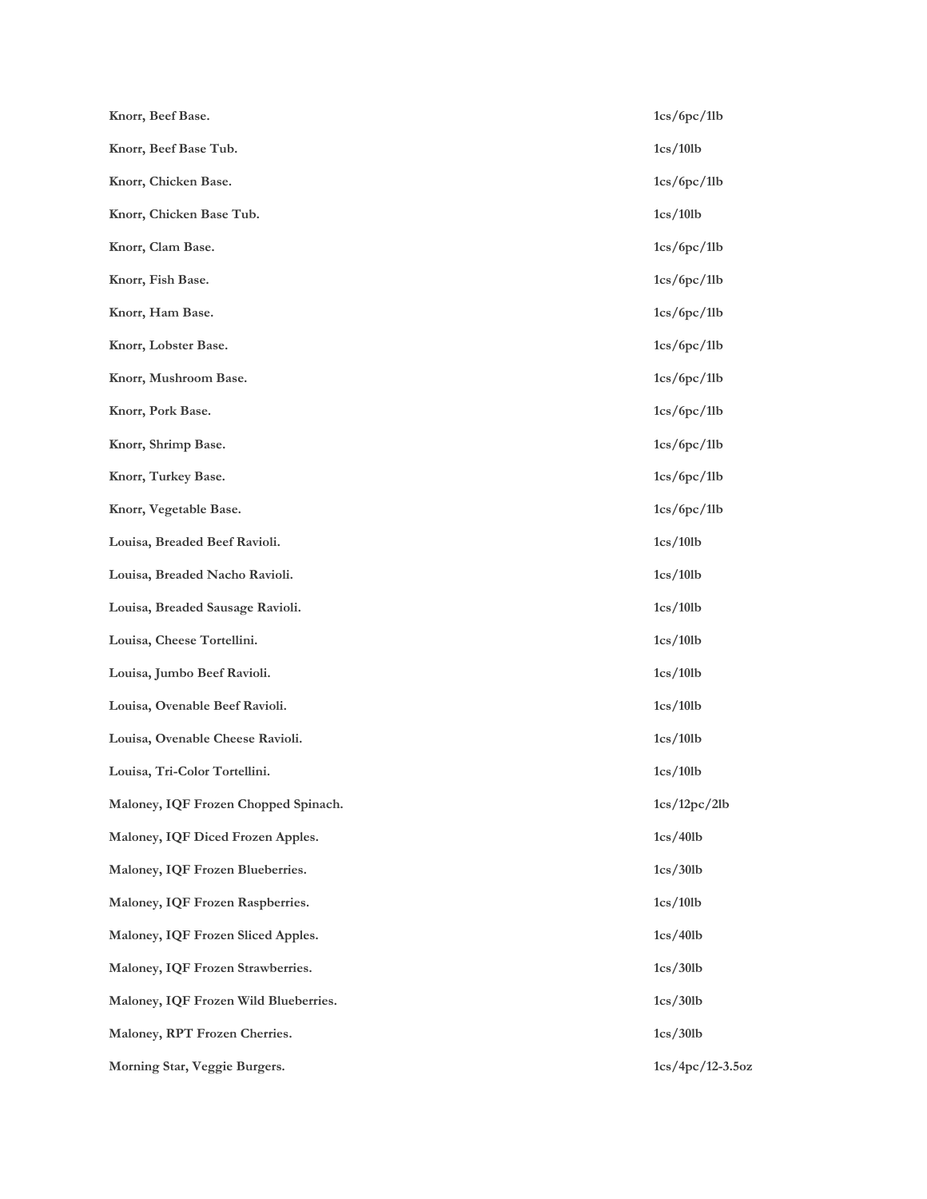| | |
|---|---|
| **Knorr, Beef Base.** | **1cs/6pc/1lb** |
| **Knorr, Beef Base Tub.** | **1cs/10lb** |
| **Knorr, Chicken Base.** | **1cs/6pc/1lb** |
| **Knorr, Chicken Base Tub.** | **1cs/10lb** |
| **Knorr, Clam Base.** | **1cs/6pc/1lb** |
| **Knorr, Fish Base.** | **1cs/6pc/1lb** |
| **Knorr, Ham Base.** | **1cs/6pc/1lb** |
| **Knorr, Lobster Base.** | **1cs/6pc/1lb** |
| **Knorr, Mushroom Base.** | **1cs/6pc/1lb** |
| **Knorr, Pork Base.** | **1cs/6pc/1lb** |
| **Knorr, Shrimp Base.** | **1cs/6pc/1lb** |
| **Knorr, Turkey Base.** | **1cs/6pc/1lb** |
| **Knorr, Vegetable Base.** | **1cs/6pc/1lb** |
| **Louisa, Breaded Beef Ravioli.** | **1cs/10lb** |
| **Louisa, Breaded Nacho Ravioli.** | **1cs/10lb** |
| **Louisa, Breaded Sausage Ravioli.** | **1cs/10lb** |
| **Louisa, Cheese Tortellini.** | **1cs/10lb** |
| **Louisa, Jumbo Beef Ravioli.** | **1cs/10lb** |
| **Louisa, Ovenable Beef Ravioli.** | **1cs/10lb** |
| **Louisa, Ovenable Cheese Ravioli.** | **1cs/10lb** |
| **Louisa, Tri-Color Tortellini.** | **1cs/10lb** |
| **Maloney, IQF Frozen Chopped Spinach.** | **1cs/12pc/2lb** |
| **Maloney, IQF Diced Frozen Apples.** | **1cs/40lb** |
| **Maloney, IQF Frozen Blueberries.** | **1cs/30lb** |
| **Maloney, IQF Frozen Raspberries.** | **1cs/10lb** |
| **Maloney, IQF Frozen Sliced Apples.** | **1cs/40lb** |
| **Maloney, IQF Frozen Strawberries.** | **1cs/30lb** |
| **Maloney, IQF Frozen Wild Blueberries.** | **1cs/30lb** |
| **Maloney, RPT Frozen Cherries.** | **1cs/30lb** |
| **Morning Star, Veggie Burgers.** | **1cs/4pc/12-3.5oz** |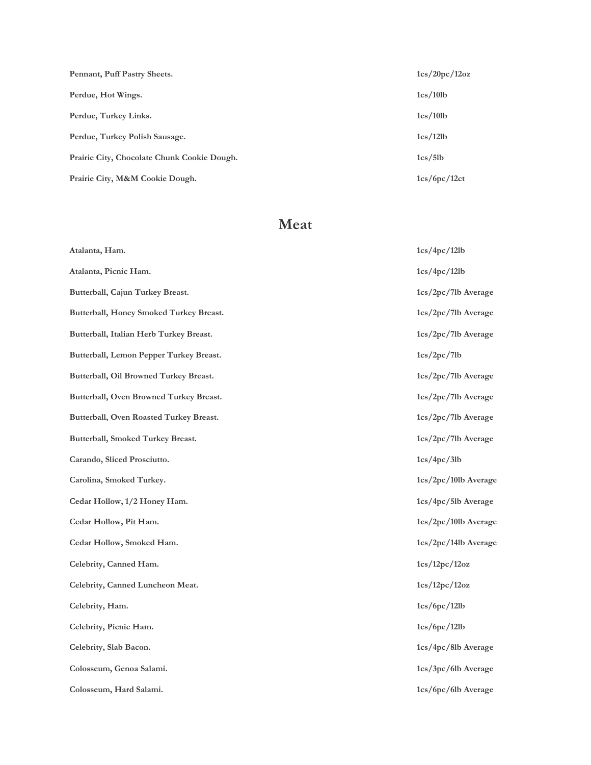| | |
|---|---|
| **Pennant, Puff Pastry Sheets.** | **1cs/20pc/12oz** |
| **Perdue, Hot Wings.** | **1cs/10lb** |
| **Perdue, Turkey Links.** | **1cs/10lb** |
| **Perdue, Turkey Polish Sausage.** | **1cs/12lb** |
| **Prairie City, Chocolate Chunk Cookie Dough.** | **1cs/5lb** |
| **Prairie City, M&M Cookie Dough.** | **1cs/6pc/12ct** |

## Meat

| | |
|---|---|
| **Atalanta, Ham.** | **1cs/4pc/12lb** |
| **Atalanta, Picnic Ham.** | **1cs/4pc/12lb** |
| **Butterball, Cajun Turkey Breast.** | **1cs/2pc/7lb Average** |
| **Butterball, Honey Smoked Turkey Breast.** | **1cs/2pc/7lb Average** |
| **Butterball, Italian Herb Turkey Breast.** | **1cs/2pc/7lb Average** |
| **Butterball, Lemon Pepper Turkey Breast.** | **1cs/2pc/7lb** |
| **Butterball, Oil Browned Turkey Breast.** | **1cs/2pc/7lb Average** |
| **Butterball, Oven Browned Turkey Breast.** | **1cs/2pc/7lb Average** |
| **Butterball, Oven Roasted Turkey Breast.** | **1cs/2pc/7lb Average** |
| **Butterball, Smoked Turkey Breast.** | **1cs/2pc/7lb Average** |
| **Carando, Sliced Prosciutto.** | **1cs/4pc/3lb** |
| **Carolina, Smoked Turkey.** | **1cs/2pc/10lb Average** |
| **Cedar Hollow, 1/2 Honey Ham.** | **1cs/4pc/5lb Average** |
| **Cedar Hollow, Pit Ham.** | **1cs/2pc/10lb Average** |
| **Cedar Hollow, Smoked Ham.** | **1cs/2pc/14lb Average** |
| **Celebrity, Canned Ham.** | **1cs/12pc/12oz** |
| **Celebrity, Canned Luncheon Meat.** | **1cs/12pc/12oz** |
| **Celebrity, Ham.** | **1cs/6pc/12lb** |
| **Celebrity, Picnic Ham.** | **1cs/6pc/12lb** |
| **Celebrity, Slab Bacon.** | **1cs/4pc/8lb Average** |
| **Colosseum, Genoa Salami.** | **1cs/3pc/6lb Average** |
| **Colosseum, Hard Salami.** | **1cs/6pc/6lb Average** |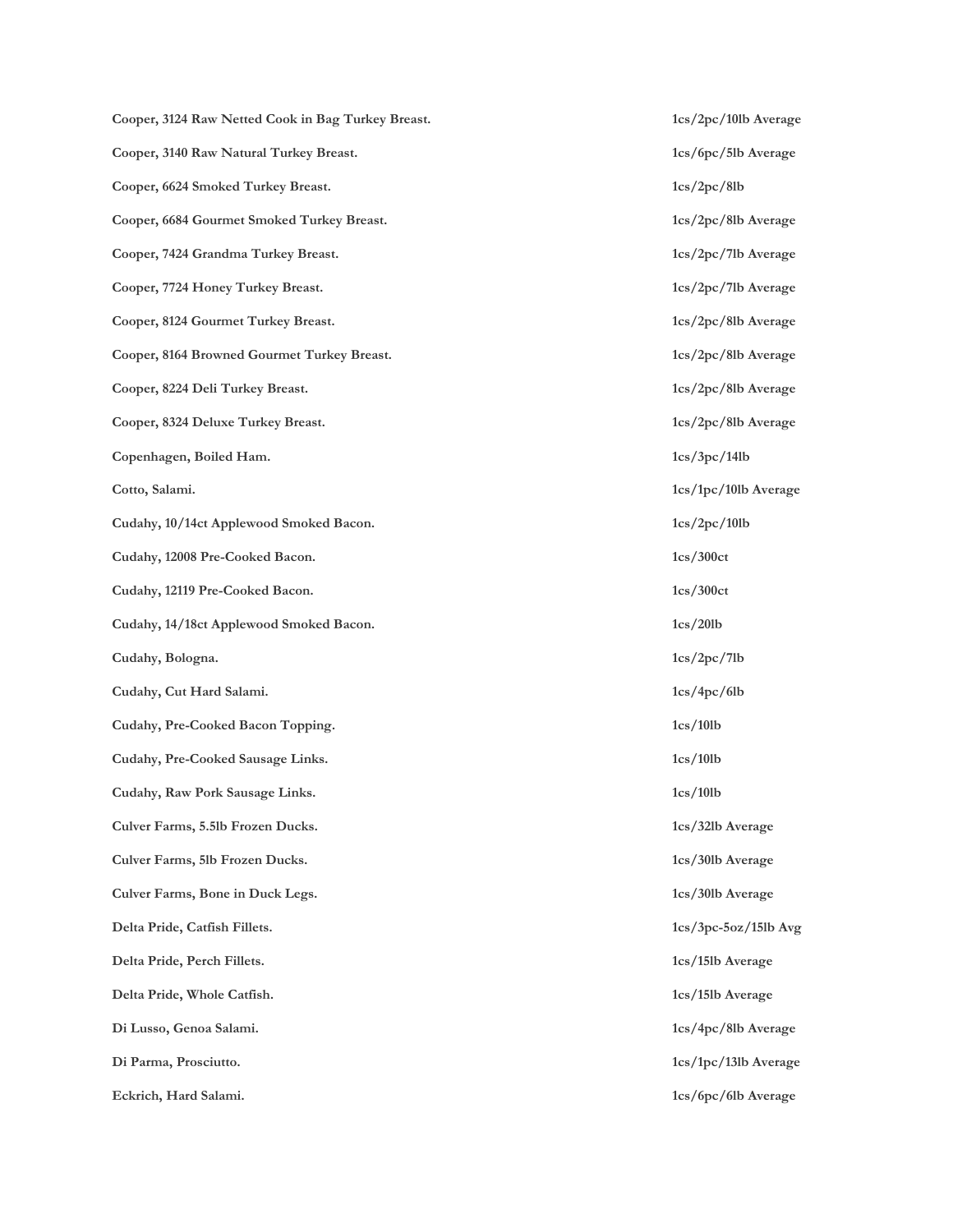| | |
|---|---|
| **Cooper, 3124 Raw Netted Cook in Bag Turkey Breast.** | **1cs/2pc/10lb Average** |
| **Cooper, 3140 Raw Natural Turkey Breast.** | **1cs/6pc/5lb Average** |
| **Cooper, 6624 Smoked Turkey Breast.** | **1cs/2pc/8lb** |
| **Cooper, 6684 Gourmet Smoked Turkey Breast.** | **1cs/2pc/8lb Average** |
| **Cooper, 7424 Grandma Turkey Breast.** | **1cs/2pc/7lb Average** |
| **Cooper, 7724 Honey Turkey Breast.** | **1cs/2pc/7lb Average** |
| **Cooper, 8124 Gourmet Turkey Breast.** | **1cs/2pc/8lb Average** |
| **Cooper, 8164 Browned Gourmet Turkey Breast.** | **1cs/2pc/8lb Average** |
| **Cooper, 8224 Deli Turkey Breast.** | **1cs/2pc/8lb Average** |
| **Cooper, 8324 Deluxe Turkey Breast.** | **1cs/2pc/8lb Average** |
| **Copenhagen, Boiled Ham.** | **1cs/3pc/14lb** |
| **Cotto, Salami.** | **1cs/1pc/10lb Average** |
| **Cudahy, 10/14ct Applewood Smoked Bacon.** | **1cs/2pc/10lb** |
| **Cudahy, 12008 Pre-Cooked Bacon.** | **1cs/300ct** |
| **Cudahy, 12119 Pre-Cooked Bacon.** | **1cs/300ct** |
| **Cudahy, 14/18ct Applewood Smoked Bacon.** | **1cs/20lb** |
| **Cudahy, Bologna.** | **1cs/2pc/7lb** |
| **Cudahy, Cut Hard Salami.** | **1cs/4pc/6lb** |
| **Cudahy, Pre-Cooked Bacon Topping.** | **1cs/10lb** |
| **Cudahy, Pre-Cooked Sausage Links.** | **1cs/10lb** |
| **Cudahy, Raw Pork Sausage Links.** | **1cs/10lb** |
| **Culver Farms, 5.5lb Frozen Ducks.** | **1cs/32lb Average** |
| **Culver Farms, 5lb Frozen Ducks.** | **1cs/30lb Average** |
| **Culver Farms, Bone in Duck Legs.** | **1cs/30lb Average** |
| **Delta Pride, Catfish Fillets.** | **1cs/3pc-5oz/15lb Avg** |
| **Delta Pride, Perch Fillets.** | **1cs/15lb Average** |
| **Delta Pride, Whole Catfish.** | **1cs/15lb Average** |
| **Di Lusso, Genoa Salami.** | **1cs/4pc/8lb Average** |
| **Di Parma, Prosciutto.** | **1cs/1pc/13lb Average** |
| **Eckrich, Hard Salami.** | **1cs/6pc/6lb Average** |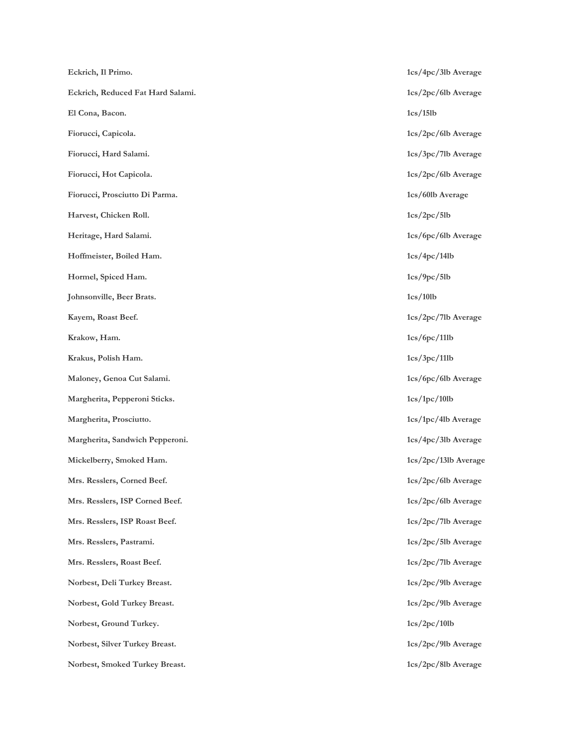| | |
|---|---|
| **Eckrich, Il Primo.** | **1cs/4pc/3lb Average** |
| **Eckrich, Reduced Fat Hard Salami.** | **1cs/2pc/6lb Average** |
| **El Cona, Bacon.** | **1cs/15lb** |
| **Fiorucci, Capicola.** | **1cs/2pc/6lb Average** |
| **Fiorucci, Hard Salami.** | **1cs/3pc/7lb Average** |
| **Fiorucci, Hot Capicola.** | **1cs/2pc/6lb Average** |
| **Fiorucci, Prosciutto Di Parma.** | **1cs/60lb Average** |
| **Harvest, Chicken Roll.** | **1cs/2pc/5lb** |
| **Heritage, Hard Salami.** | **1cs/6pc/6lb Average** |
| **Hoffmeister, Boiled Ham.** | **1cs/4pc/14lb** |
| **Hormel, Spiced Ham.** | **1cs/9pc/5lb** |
| **Johnsonville, Beer Brats.** | **1cs/10lb** |
| **Kayem, Roast Beef.** | **1cs/2pc/7lb Average** |
| **Krakow, Ham.** | **1cs/6pc/11lb** |
| **Krakus, Polish Ham.** | **1cs/3pc/11lb** |
| **Maloney, Genoa Cut Salami.** | **1cs/6pc/6lb Average** |
| **Margherita, Pepperoni Sticks.** | **1cs/1pc/10lb** |
| **Margherita, Prosciutto.** | **1cs/1pc/4lb Average** |
| **Margherita, Sandwich Pepperoni.** | **1cs/4pc/3lb Average** |
| **Mickelberry, Smoked Ham.** | **1cs/2pc/13lb Average** |
| **Mrs. Resslers, Corned Beef.** | **1cs/2pc/6lb Average** |
| **Mrs. Resslers, ISP Corned Beef.** | **1cs/2pc/6lb Average** |
| **Mrs. Resslers, ISP Roast Beef.** | **1cs/2pc/7lb Average** |
| **Mrs. Resslers, Pastrami.** | **1cs/2pc/5lb Average** |
| **Mrs. Resslers, Roast Beef.** | **1cs/2pc/7lb Average** |
| **Norbest, Deli Turkey Breast.** | **1cs/2pc/9lb Average** |
| **Norbest, Gold Turkey Breast.** | **1cs/2pc/9lb Average** |
| **Norbest, Ground Turkey.** | **1cs/2pc/10lb** |
| **Norbest, Silver Turkey Breast.** | **1cs/2pc/9lb Average** |
| **Norbest, Smoked Turkey Breast.** | **1cs/2pc/8lb Average** |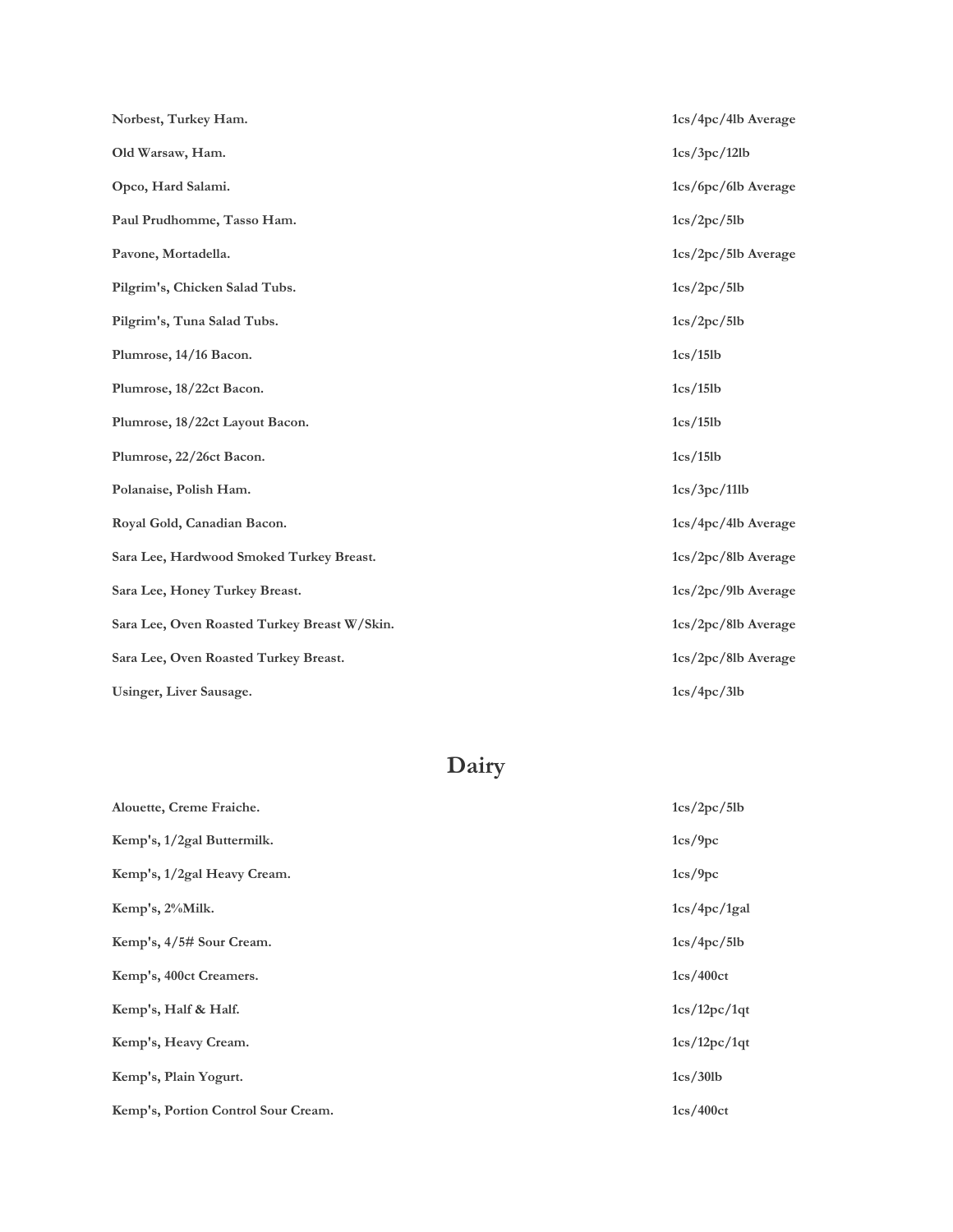| | |
|---|---|
| **Norbest, Turkey Ham.** | **1cs/4pc/4lb Average** |
| **Old Warsaw, Ham.** | **1cs/3pc/12lb** |
| **Opco, Hard Salami.** | **1cs/6pc/6lb Average** |
| **Paul Prudhomme, Tasso Ham.** | **1cs/2pc/5lb** |
| **Pavone, Mortadella.** | **1cs/2pc/5lb Average** |
| **Pilgrim's, Chicken Salad Tubs.** | **1cs/2pc/5lb** |
| **Pilgrim's, Tuna Salad Tubs.** | **1cs/2pc/5lb** |
| **Plumrose, 14/16 Bacon.** | **1cs/15lb** |
| **Plumrose, 18/22ct Bacon.** | **1cs/15lb** |
| **Plumrose, 18/22ct Layout Bacon.** | **1cs/15lb** |
| **Plumrose, 22/26ct Bacon.** | **1cs/15lb** |
| **Polanaise, Polish Ham.** | **1cs/3pc/11lb** |
| **Royal Gold, Canadian Bacon.** | **1cs/4pc/4lb Average** |
| **Sara Lee, Hardwood Smoked Turkey Breast.** | **1cs/2pc/8lb Average** |
| **Sara Lee, Honey Turkey Breast.** | **1cs/2pc/9lb Average** |
| **Sara Lee, Oven Roasted Turkey Breast W/Skin.** | **1cs/2pc/8lb Average** |
| **Sara Lee, Oven Roasted Turkey Breast.** | **1cs/2pc/8lb Average** |
| **Usinger, Liver Sausage.** | **1cs/4pc/3lb** |

# Dairy

| | |
|---|---|
| **Alouette, Creme Fraiche.** | **1cs/2pc/5lb** |
| **Kemp's, 1/2gal Buttermilk.** | **1cs/9pc** |
| **Kemp's, 1/2gal Heavy Cream.** | **1cs/9pc** |
| **Kemp's, 2%Milk.** | **1cs/4pc/1gal** |
| **Kemp's, 4/5# Sour Cream.** | **1cs/4pc/5lb** |
| **Kemp's, 400ct Creamers.** | **1cs/400ct** |
| **Kemp's, Half & Half.** | **1cs/12pc/1qt** |
| **Kemp's, Heavy Cream.** | **1cs/12pc/1qt** |
| **Kemp's, Plain Yogurt.** | **1cs/30lb** |
| **Kemp's, Portion Control Sour Cream.** | **1cs/400ct** |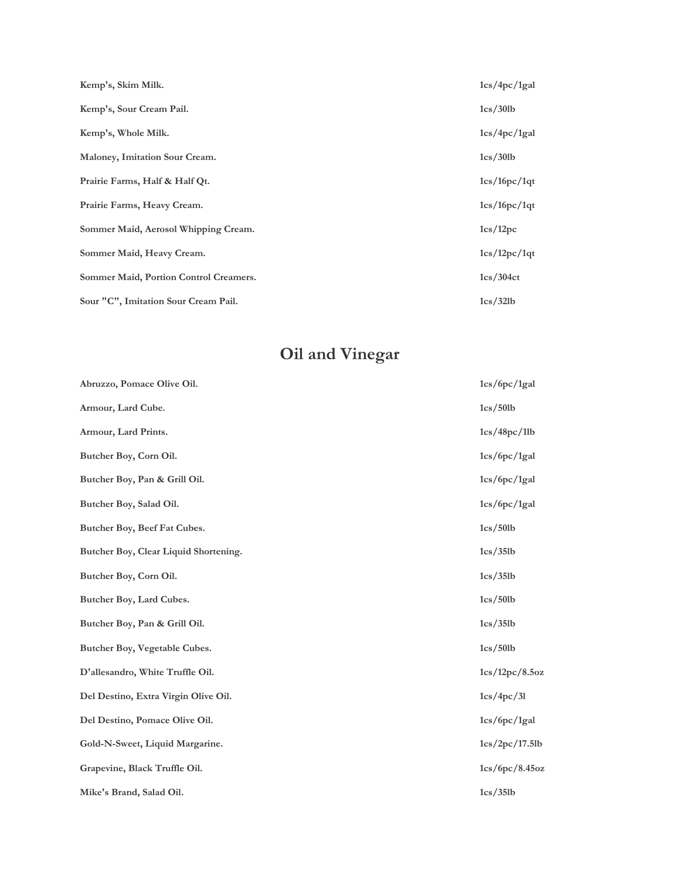| | |
|---|---|
| **Kemp's, Skim Milk.** | **1cs/4pc/1gal** |
| **Kemp's, Sour Cream Pail.** | **1cs/30lb** |
| **Kemp's, Whole Milk.** | **1cs/4pc/1gal** |
| **Maloney, Imitation Sour Cream.** | **1cs/30lb** |
| **Prairie Farms, Half & Half Qt.** | **1cs/16pc/1qt** |
| **Prairie Farms, Heavy Cream.** | **1cs/16pc/1qt** |
| **Sommer Maid, Aerosol Whipping Cream.** | **1cs/12pc** |
| **Sommer Maid, Heavy Cream.** | **1cs/12pc/1qt** |
| **Sommer Maid, Portion Control Creamers.** | **1cs/304ct** |
| **Sour "C", Imitation Sour Cream Pail.** | **1cs/32lb** |

## Oil and Vinegar

| | |
|---|---|
| **Abruzzo, Pomace Olive Oil.** | **1cs/6pc/1gal** |
| **Armour, Lard Cube.** | **1cs/50lb** |
| **Armour, Lard Prints.** | **1cs/48pc/1lb** |
| **Butcher Boy, Corn Oil.** | **1cs/6pc/1gal** |
| **Butcher Boy, Pan & Grill Oil.** | **1cs/6pc/1gal** |
| **Butcher Boy, Salad Oil.** | **1cs/6pc/1gal** |
| **Butcher Boy, Beef Fat Cubes.** | **1cs/50lb** |
| **Butcher Boy, Clear Liquid Shortening.** | **1cs/35lb** |
| **Butcher Boy, Corn Oil.** | **1cs/35lb** |
| **Butcher Boy, Lard Cubes.** | **1cs/50lb** |
| **Butcher Boy, Pan & Grill Oil.** | **1cs/35lb** |
| **Butcher Boy, Vegetable Cubes.** | **1cs/50lb** |
| **D'allesandro, White Truffle Oil.** | **1cs/12pc/8.5oz** |
| **Del Destino, Extra Virgin Olive Oil.** | **1cs/4pc/3l** |
| **Del Destino, Pomace Olive Oil.** | **1cs/6pc/1gal** |
| **Gold-N-Sweet, Liquid Margarine.** | **1cs/2pc/17.5lb** |
| **Grapevine, Black Truffle Oil.** | **1cs/6pc/8.45oz** |
| **Mike's Brand, Salad Oil.** | **1cs/35lb** |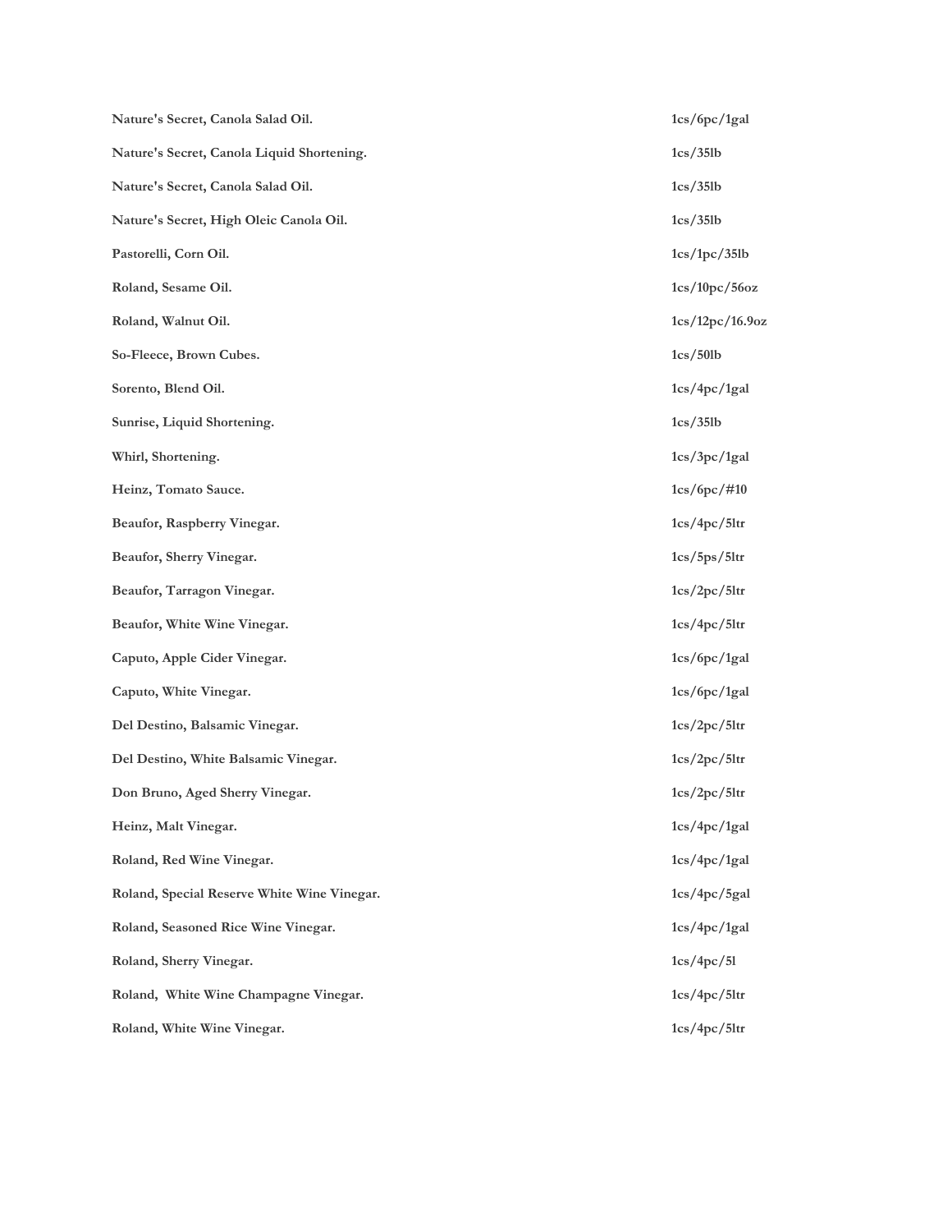| | |
|---|---|
| **Nature's Secret, Canola Salad Oil.** | **1cs/6pc/1gal** |
| **Nature's Secret, Canola Liquid Shortening.** | **1cs/35lb** |
| **Nature's Secret, Canola Salad Oil.** | **1cs/35lb** |
| **Nature's Secret, High Oleic Canola Oil.** | **1cs/35lb** |
| **Pastorelli, Corn Oil.** | **1cs/1pc/35lb** |
| **Roland, Sesame Oil.** | **1cs/10pc/56oz** |
| **Roland, Walnut Oil.** | **1cs/12pc/16.9oz** |
| **So-Fleece, Brown Cubes.** | **1cs/50lb** |
| **Sorento, Blend Oil.** | **1cs/4pc/1gal** |
| **Sunrise, Liquid Shortening.** | **1cs/35lb** |
| **Whirl, Shortening.** | **1cs/3pc/1gal** |
| **Heinz, Tomato Sauce.** | **1cs/6pc/#10** |
| **Beaufor, Raspberry Vinegar.** | **1cs/4pc/5ltr** |
| **Beaufor, Sherry Vinegar.** | **1cs/5ps/5ltr** |
| **Beaufor, Tarragon Vinegar.** | **1cs/2pc/5ltr** |
| **Beaufor, White Wine Vinegar.** | **1cs/4pc/5ltr** |
| **Caputo, Apple Cider Vinegar.** | **1cs/6pc/1gal** |
| **Caputo, White Vinegar.** | **1cs/6pc/1gal** |
| **Del Destino, Balsamic Vinegar.** | **1cs/2pc/5ltr** |
| **Del Destino, White Balsamic Vinegar.** | **1cs/2pc/5ltr** |
| **Don Bruno, Aged Sherry Vinegar.** | **1cs/2pc/5ltr** |
| **Heinz, Malt Vinegar.** | **1cs/4pc/1gal** |
| **Roland, Red Wine Vinegar.** | **1cs/4pc/1gal** |
| **Roland, Special Reserve White Wine Vinegar.** | **1cs/4pc/5gal** |
| **Roland, Seasoned Rice Wine Vinegar.** | **1cs/4pc/1gal** |
| **Roland, Sherry Vinegar.** | **1cs/4pc/5l** |
| **Roland,  White Wine Champagne Vinegar.** | **1cs/4pc/5ltr** |
| **Roland, White Wine Vinegar.** | **1cs/4pc/5ltr** |